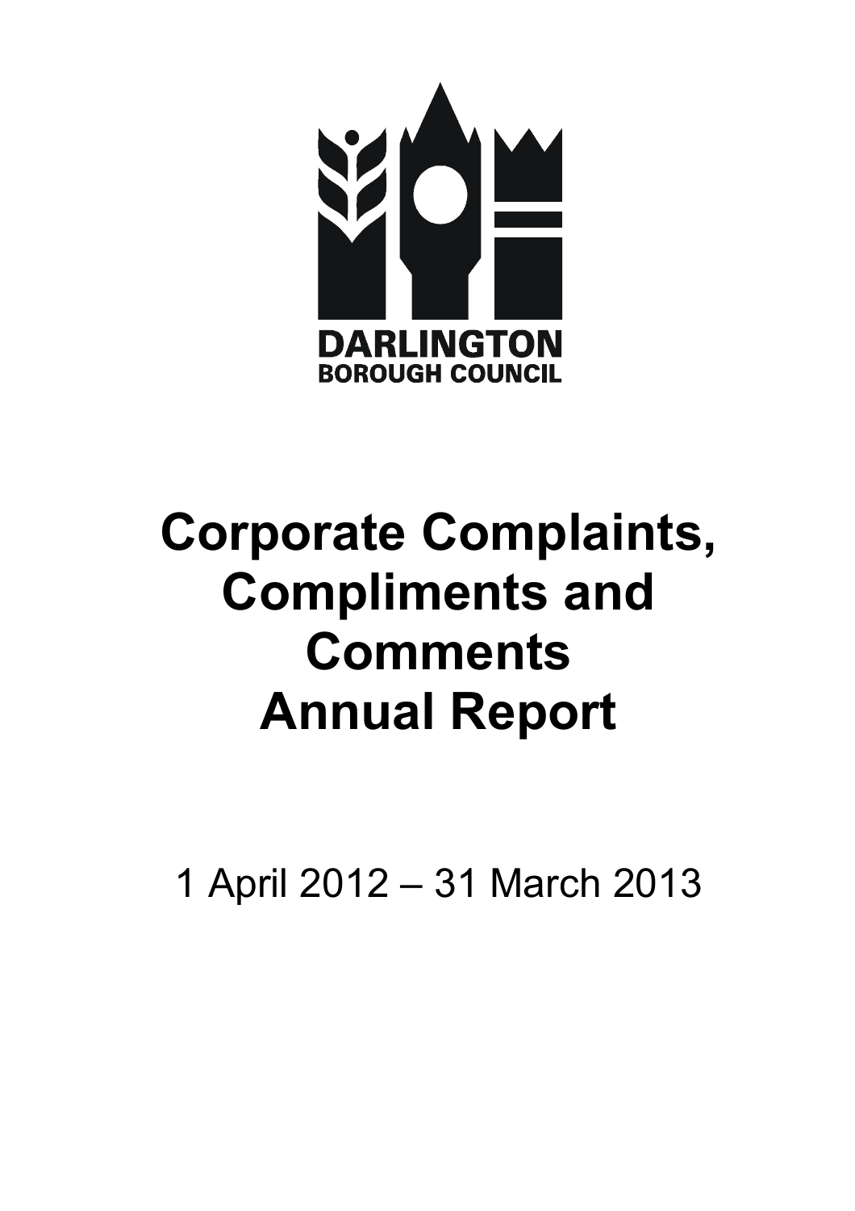DARLINGTON
BOROUGH COUNCIL

# Corporate Complaints, Compliments and Comments Annual Report

1 April 2012 – 31 March 2013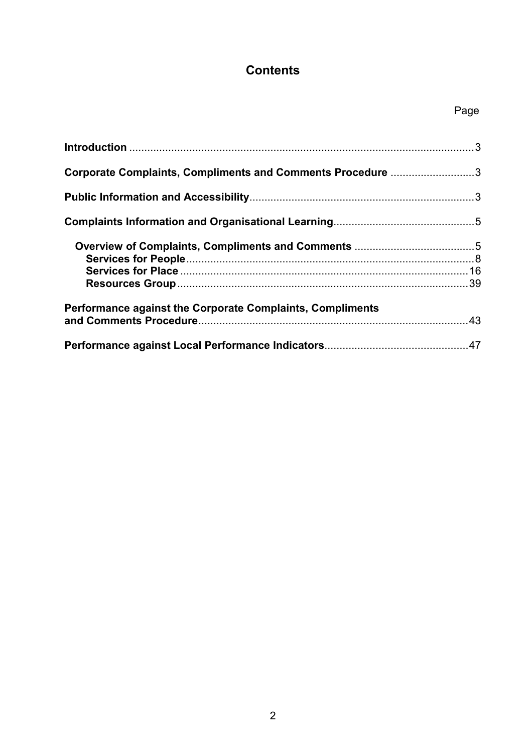# Contents

| | Page |
|---|---|
| **Introduction** | 3 |
| **Corporate Complaints, Compliments and Comments Procedure** | 3 |
| **Public Information and Accessibility** | 3 |
| **Complaints Information and Organisational Learning** | 5 |
| **Overview of Complaints, Compliments and Comments** | 5 |
| **Services for People** | 8 |
| **Services for Place** | 16 |
| **Resources Group** | 39 |
| **Performance against the Corporate Complaints, Compliments and Comments Procedure** | 43 |
| **Performance against Local Performance Indicators** | 47 |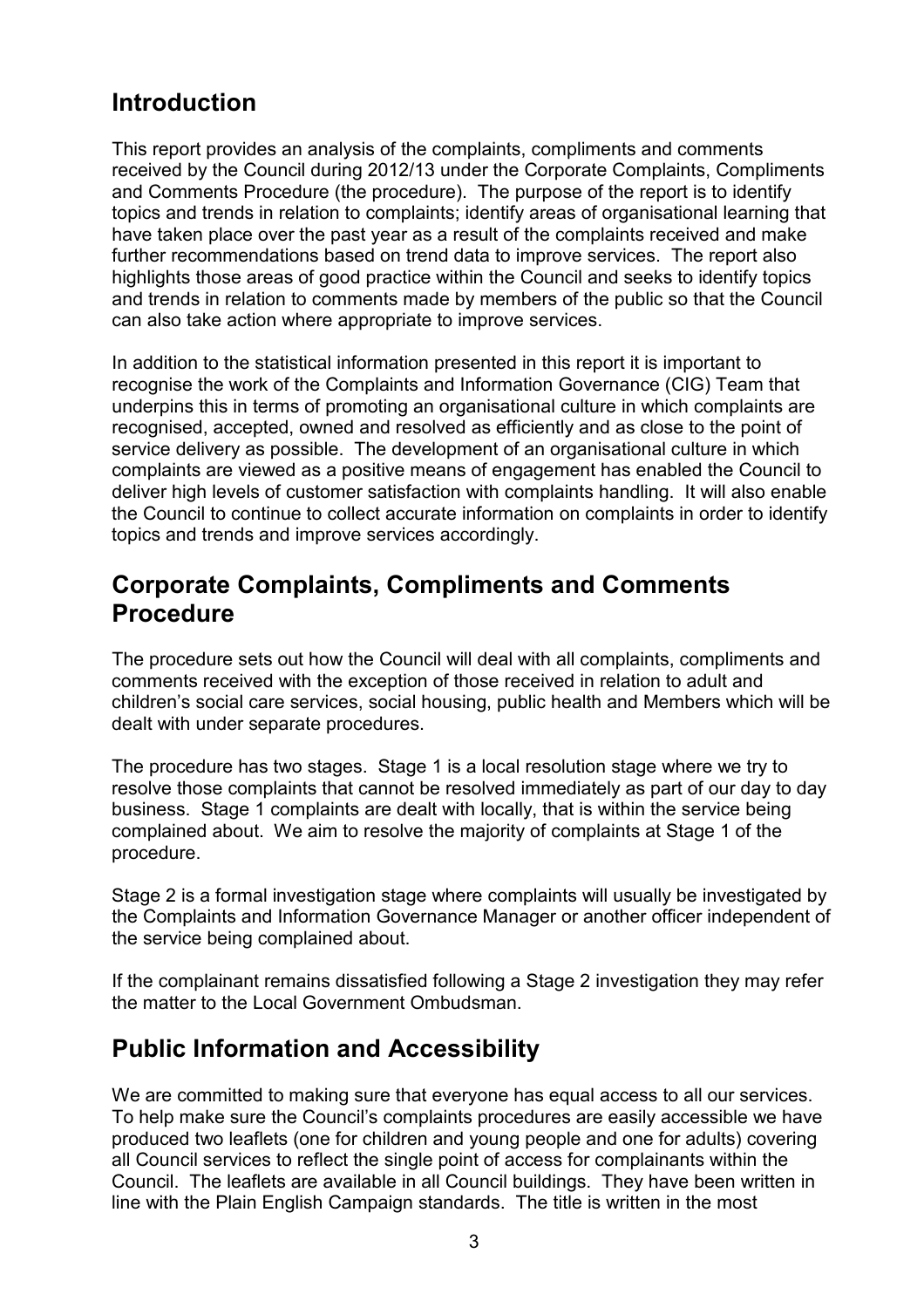## Introduction

This report provides an analysis of the complaints, compliments and comments received by the Council during 2012/13 under the Corporate Complaints, Compliments and Comments Procedure (the procedure). The purpose of the report is to identify topics and trends in relation to complaints; identify areas of organisational learning that have taken place over the past year as a result of the complaints received and make further recommendations based on trend data to improve services. The report also highlights those areas of good practice within the Council and seeks to identify topics and trends in relation to comments made by members of the public so that the Council can also take action where appropriate to improve services.

In addition to the statistical information presented in this report it is important to recognise the work of the Complaints and Information Governance (CIG) Team that underpins this in terms of promoting an organisational culture in which complaints are recognised, accepted, owned and resolved as efficiently and as close to the point of service delivery as possible. The development of an organisational culture in which complaints are viewed as a positive means of engagement has enabled the Council to deliver high levels of customer satisfaction with complaints handling. It will also enable the Council to continue to collect accurate information on complaints in order to identify topics and trends and improve services accordingly.

## Corporate Complaints, Compliments and Comments Procedure

The procedure sets out how the Council will deal with all complaints, compliments and comments received with the exception of those received in relation to adult and children's social care services, social housing, public health and Members which will be dealt with under separate procedures.

The procedure has two stages. Stage 1 is a local resolution stage where we try to resolve those complaints that cannot be resolved immediately as part of our day to day business. Stage 1 complaints are dealt with locally, that is within the service being complained about. We aim to resolve the majority of complaints at Stage 1 of the procedure.

Stage 2 is a formal investigation stage where complaints will usually be investigated by the Complaints and Information Governance Manager or another officer independent of the service being complained about.

If the complainant remains dissatisfied following a Stage 2 investigation they may refer the matter to the Local Government Ombudsman.

## Public Information and Accessibility

We are committed to making sure that everyone has equal access to all our services. To help make sure the Council's complaints procedures are easily accessible we have produced two leaflets (one for children and young people and one for adults) covering all Council services to reflect the single point of access for complainants within the Council. The leaflets are available in all Council buildings. They have been written in line with the Plain English Campaign standards. The title is written in the most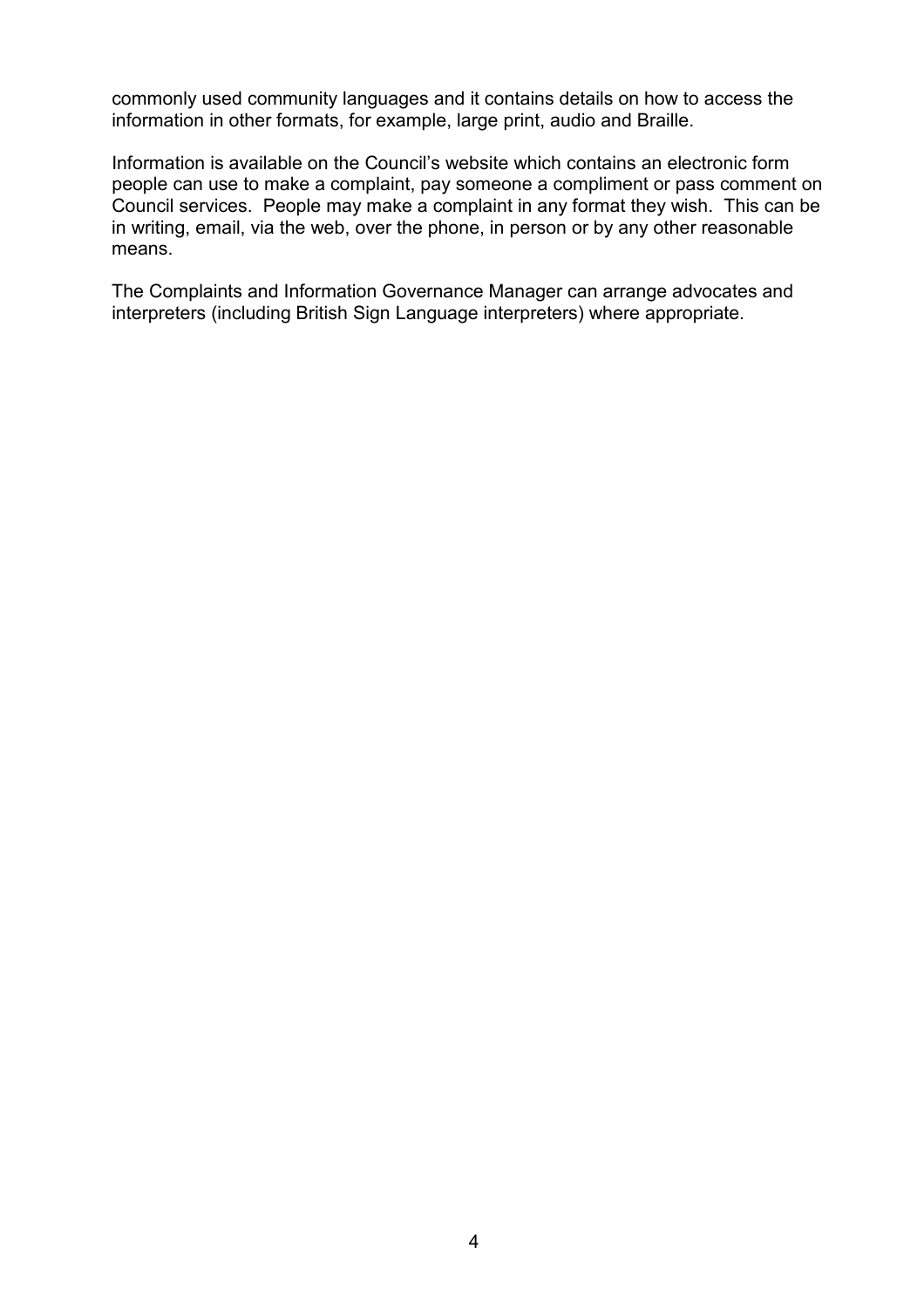commonly used community languages and it contains details on how to access the information in other formats, for example, large print, audio and Braille.

Information is available on the Council's website which contains an electronic form people can use to make a complaint, pay someone a compliment or pass comment on Council services. People may make a complaint in any format they wish. This can be in writing, email, via the web, over the phone, in person or by any other reasonable means.

The Complaints and Information Governance Manager can arrange advocates and interpreters (including British Sign Language interpreters) where appropriate.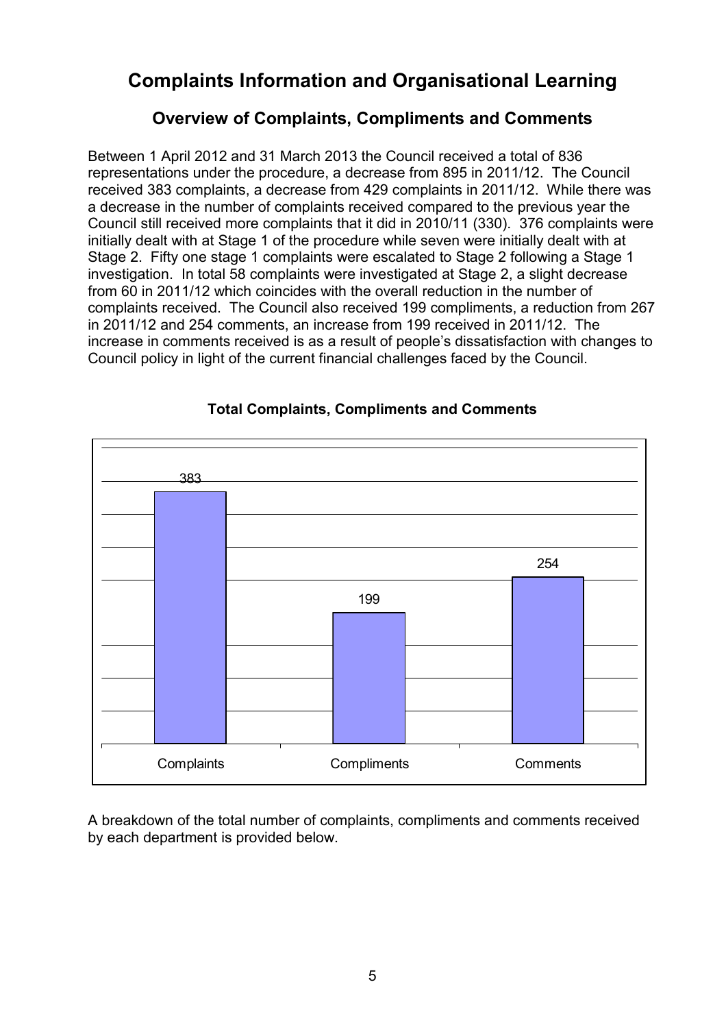# Complaints Information and Organisational Learning

## Overview of Complaints, Compliments and Comments

Between 1 April 2012 and 31 March 2013 the Council received a total of 836 representations under the procedure, a decrease from 895 in 2011/12. The Council received 383 complaints, a decrease from 429 complaints in 2011/12. While there was a decrease in the number of complaints received compared to the previous year the Council still received more complaints that it did in 2010/11 (330). 376 complaints were initially dealt with at Stage 1 of the procedure while seven were initially dealt with at Stage 2. Fifty one stage 1 complaints were escalated to Stage 2 following a Stage 1 investigation. In total 58 complaints were investigated at Stage 2, a slight decrease from 60 in 2011/12 which coincides with the overall reduction in the number of complaints received. The Council also received 199 compliments, a reduction from 267 in 2011/12 and 254 comments, an increase from 199 received in 2011/12. The increase in comments received is as a result of people's dissatisfaction with changes to Council policy in light of the current financial challenges faced by the Council.

**Total Complaints, Compliments and Comments**

| Complaints | Compliments | Comments |
|---|---|---|
| 383 | 199 | 254 |

A breakdown of the total number of complaints, compliments and comments received by each department is provided below.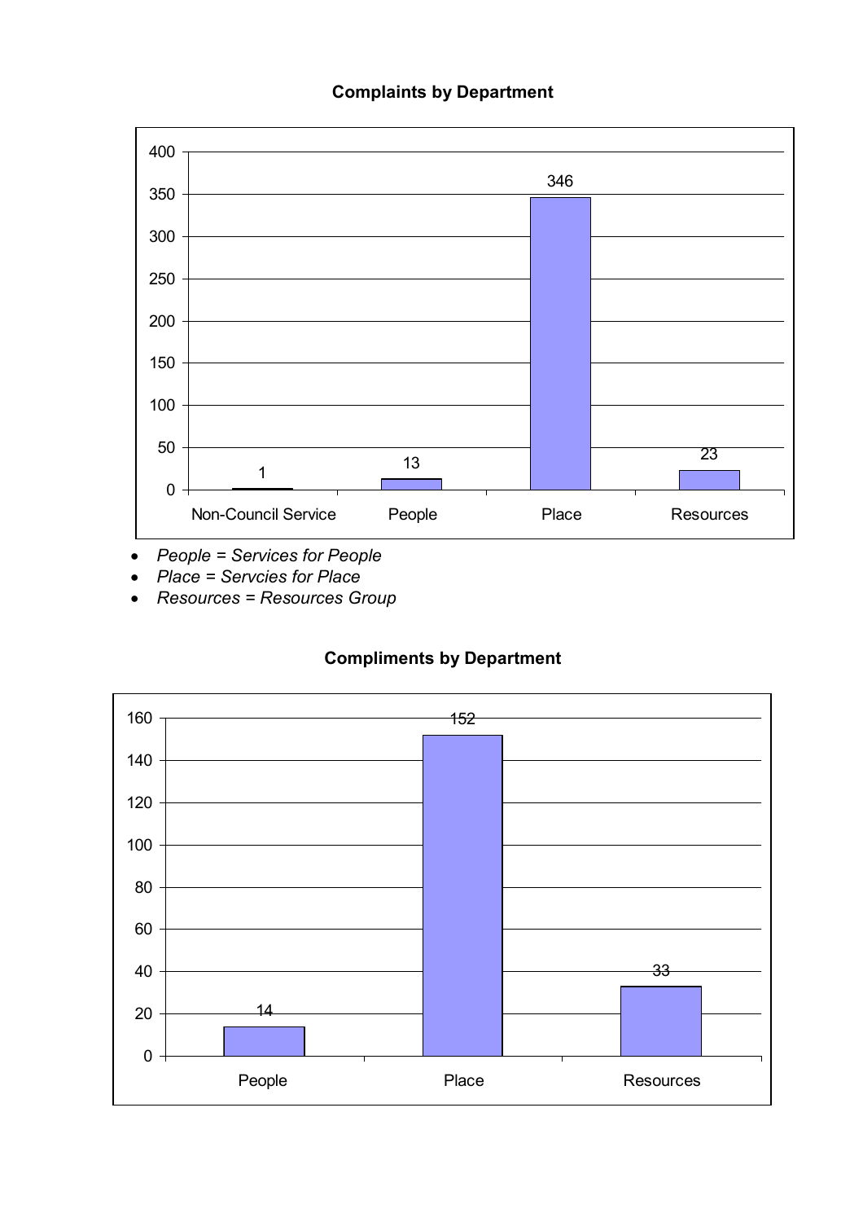**Complaints by Department**

| Department | Complaints |
|---|---|
| Non-Council Service | 1 |
| People | 13 |
| Place | 346 |
| Resources | 23 |

- *People = Services for People*
- *Place = Servcies for Place*
- *Resources = Resources Group*

**Compliments by Department**

| Department | Compliments |
|---|---|
| People | 14 |
| Place | 152 |
| Resources | 33 |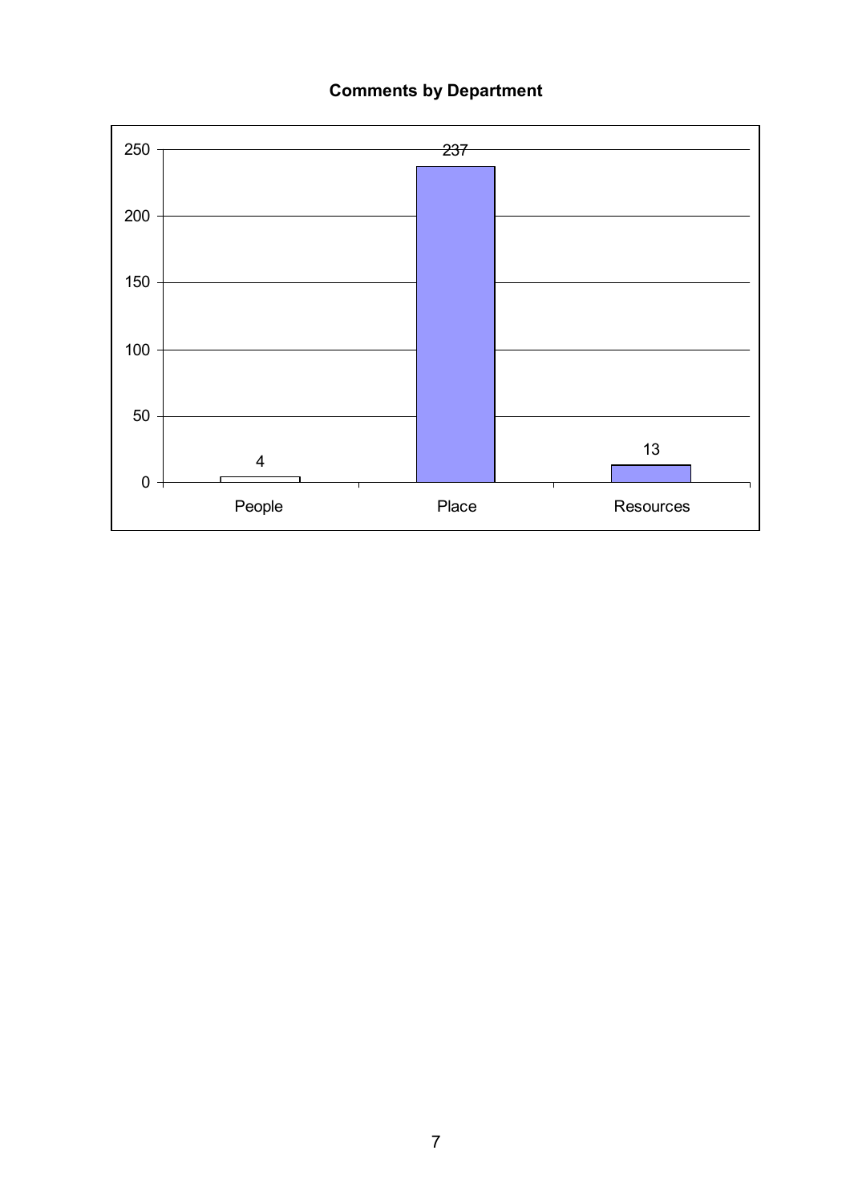**Comments by Department**

| Department | Comments |
| --- | --- |
| People | 4 |
| Place | 237 |
| Resources | 13 |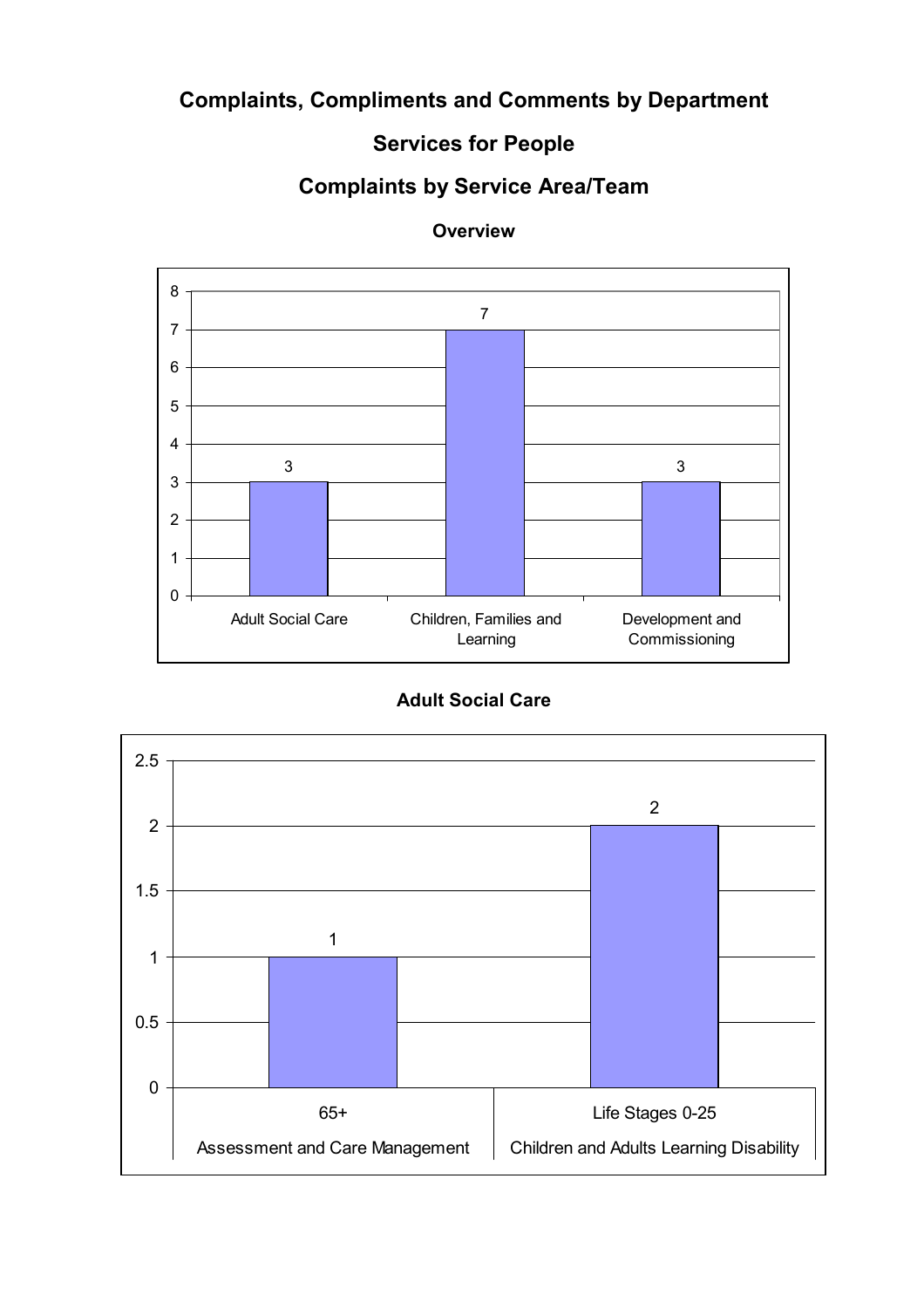# Complaints, Compliments and Comments by Department

## Services for People

## Complaints by Service Area/Team

### Overview

| Service Area | Complaints |
|---|---|
| Adult Social Care | 3 |
| Children, Families and Learning | 7 |
| Development and Commissioning | 3 |

### Adult Social Care

| Service Area | Team | Complaints |
|---|---|---|
| Assessment and Care Management | 65+ | 1 |
| Children and Adults Learning Disability | Life Stages 0-25 | 2 |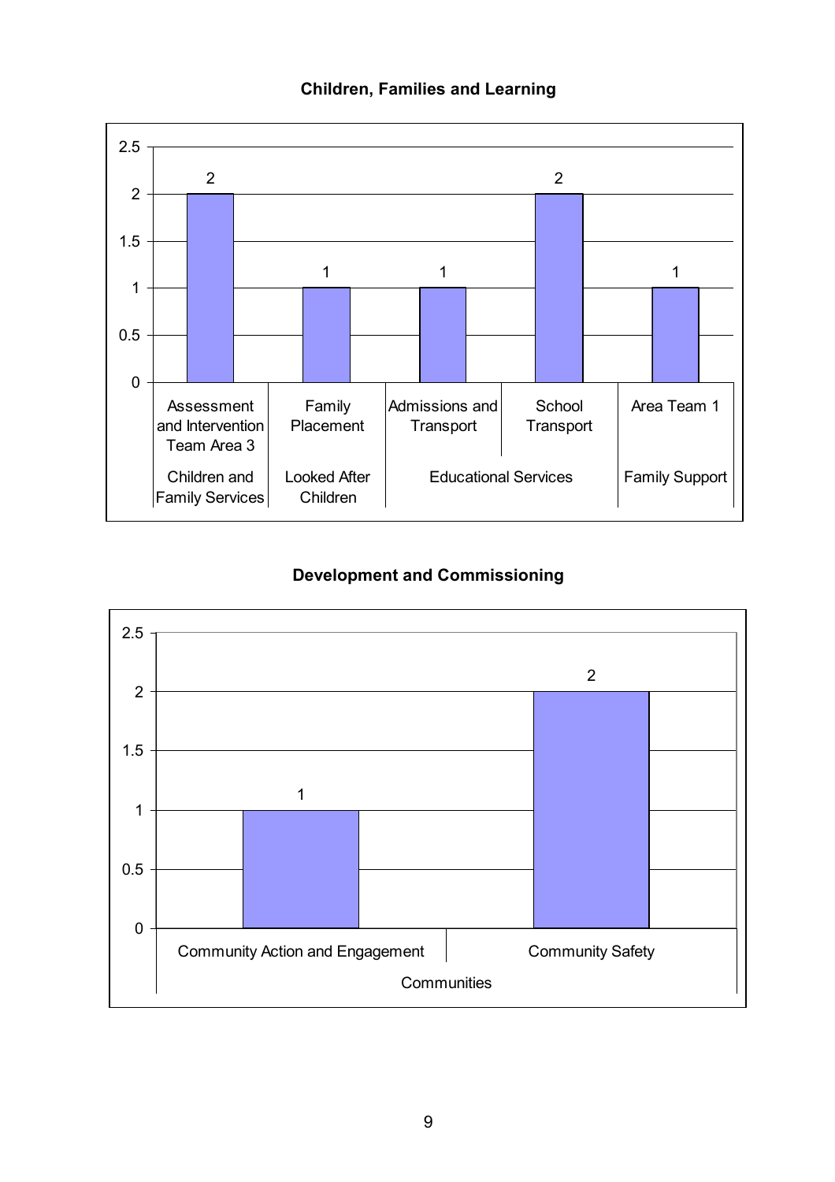**Children, Families and Learning**

| Department | Team | Value |
|---|---|---|
| Children and Family Services | Assessment and Intervention Team Area 3 | 2 |
| Looked After Children | Family Placement | 1 |
| Educational Services | Admissions and Transport | 1 |
| Educational Services | School Transport | 2 |
| Family Support | Area Team 1 | 1 |

**Development and Commissioning**

| Department | Team | Value |
|---|---|---|
| Communities | Community Action and Engagement | 1 |
| Communities | Community Safety | 2 |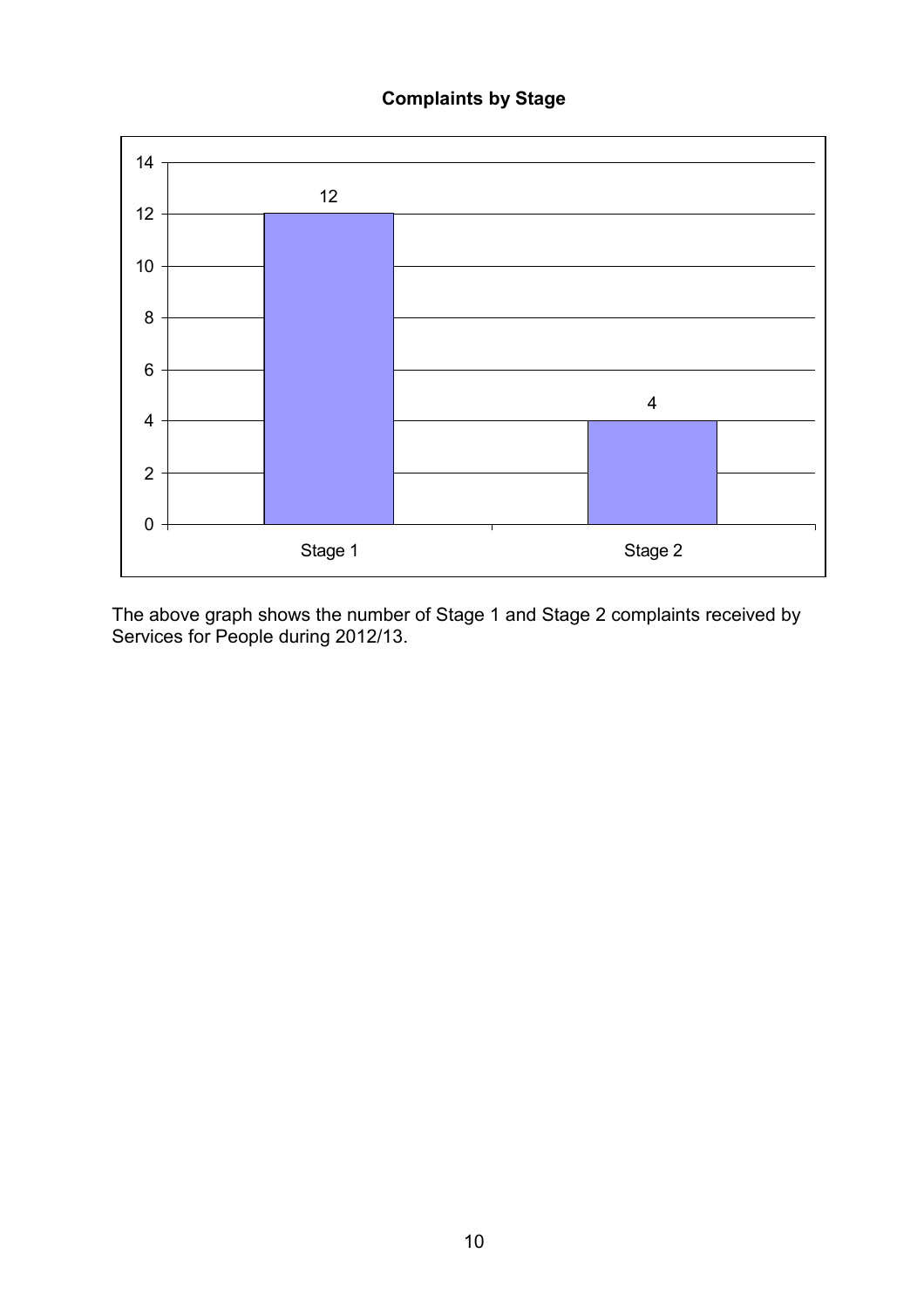**Complaints by Stage**

| Stage | Number of complaints |
|---|---|
| Stage 1 | 12 |
| Stage 2 | 4 |

The above graph shows the number of Stage 1 and Stage 2 complaints received by Services for People during 2012/13.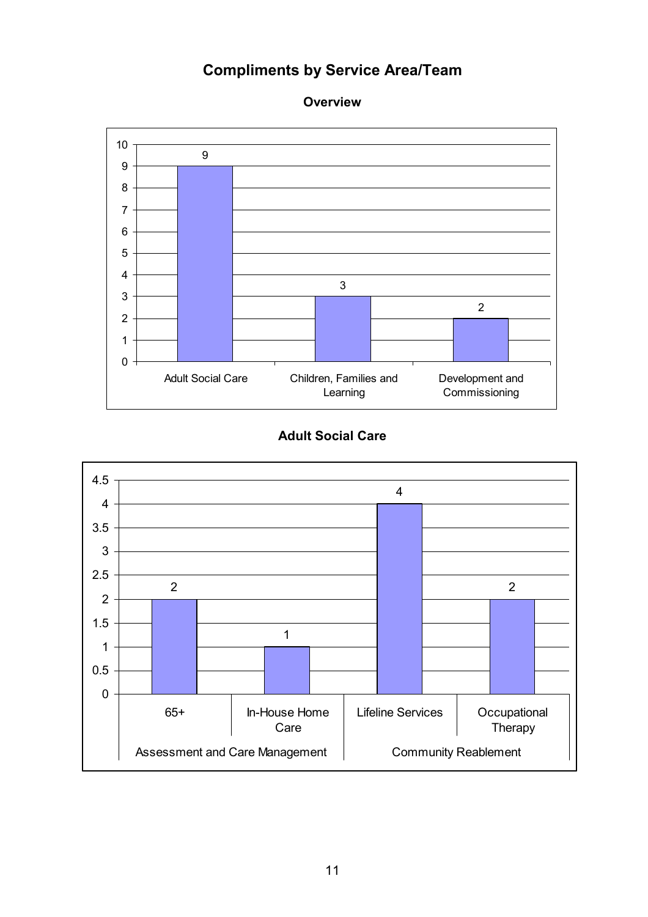## Compliments by Service Area/Team

### Overview

| Service Area | Compliments |
|---|---|
| Adult Social Care | 9 |
| Children, Families and Learning | 3 |
| Development and Commissioning | 2 |

### Adult Social Care

| Service Area | Team | Compliments |
|---|---|---|
| Assessment and Care Management | 65+ | 2 |
| Assessment and Care Management | In-House Home Care | 1 |
| Community Reablement | Lifeline Services | 4 |
| Community Reablement | Occupational Therapy | 2 |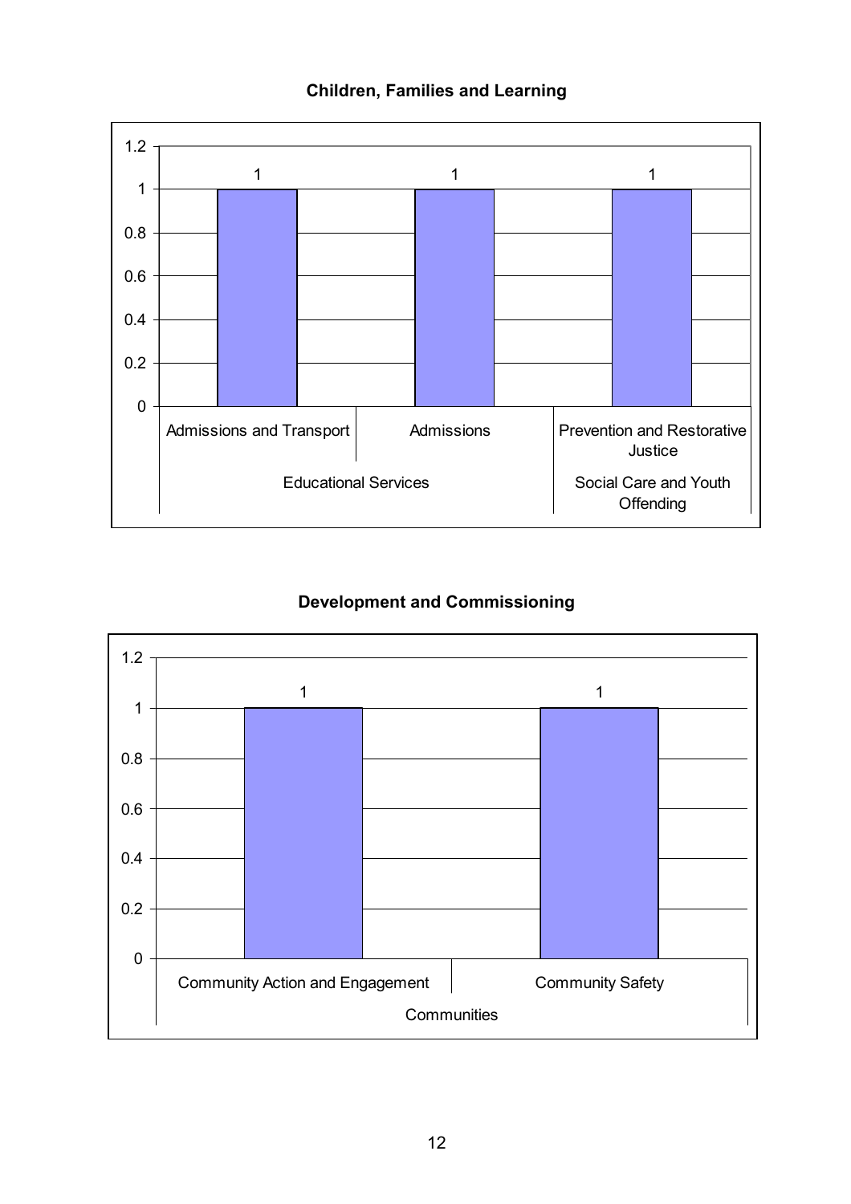**Children, Families and Learning**

| Group | Category | Value |
| --- | --- | --- |
| Educational Services | Admissions and Transport | 1 |
| Educational Services | Admissions | 1 |
| Social Care and Youth Offending | Prevention and Restorative Justice | 1 |

**Development and Commissioning**

| Group | Category | Value |
| --- | --- | --- |
| Communities | Community Action and Engagement | 1 |
| Communities | Community Safety | 1 |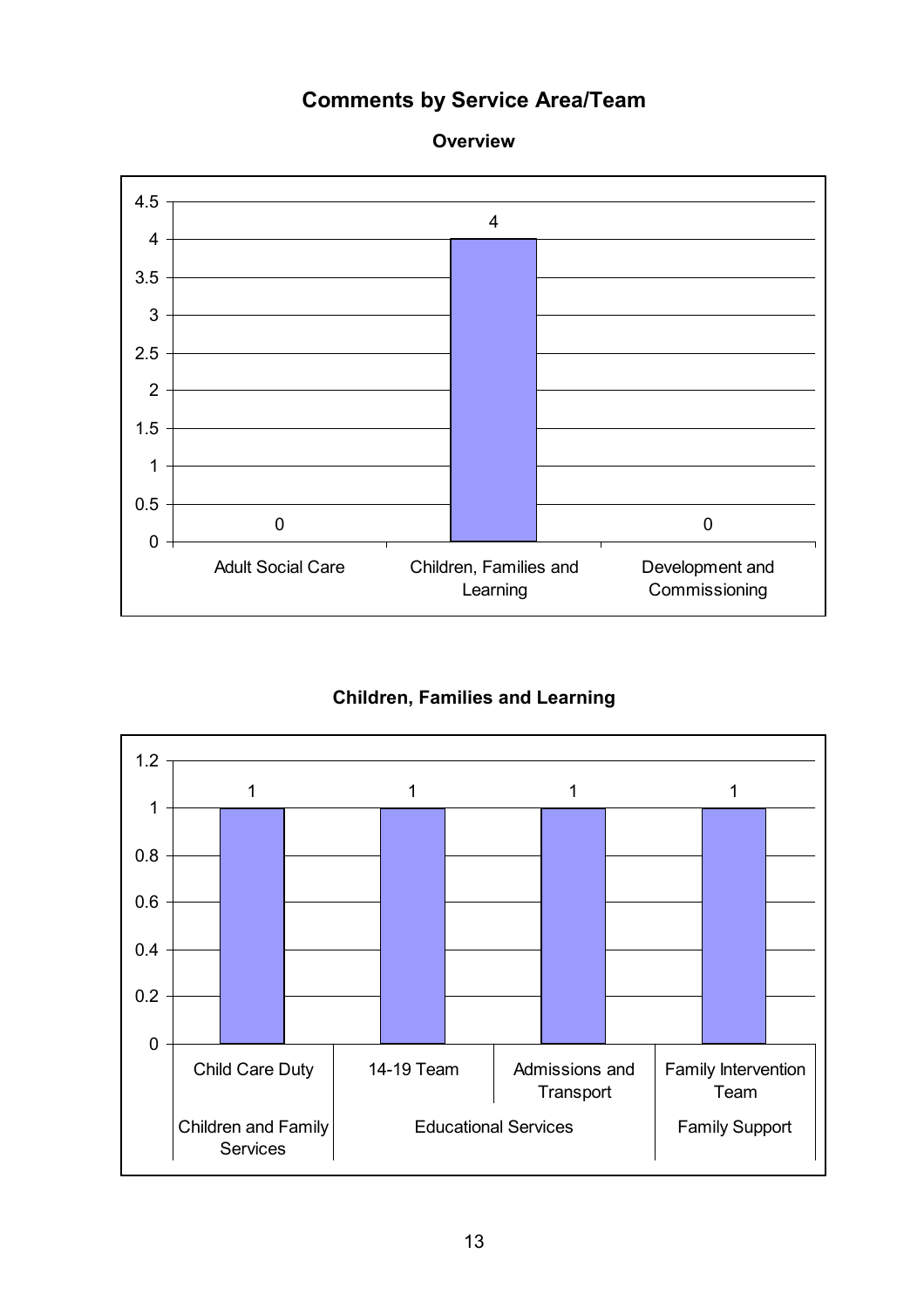# Comments by Service Area/Team

## Overview

| Service Area | Comments |
|---|---|
| Adult Social Care | 0 |
| Children, Families and Learning | 4 |
| Development and Commissioning | 0 |

## Children, Families and Learning

| Service | Team | Comments |
|---|---|---|
| Children and Family Services | Child Care Duty | 1 |
| Educational Services | 14-19 Team | 1 |
| Educational Services | Admissions and Transport | 1 |
| Family Support | Family Intervention Team | 1 |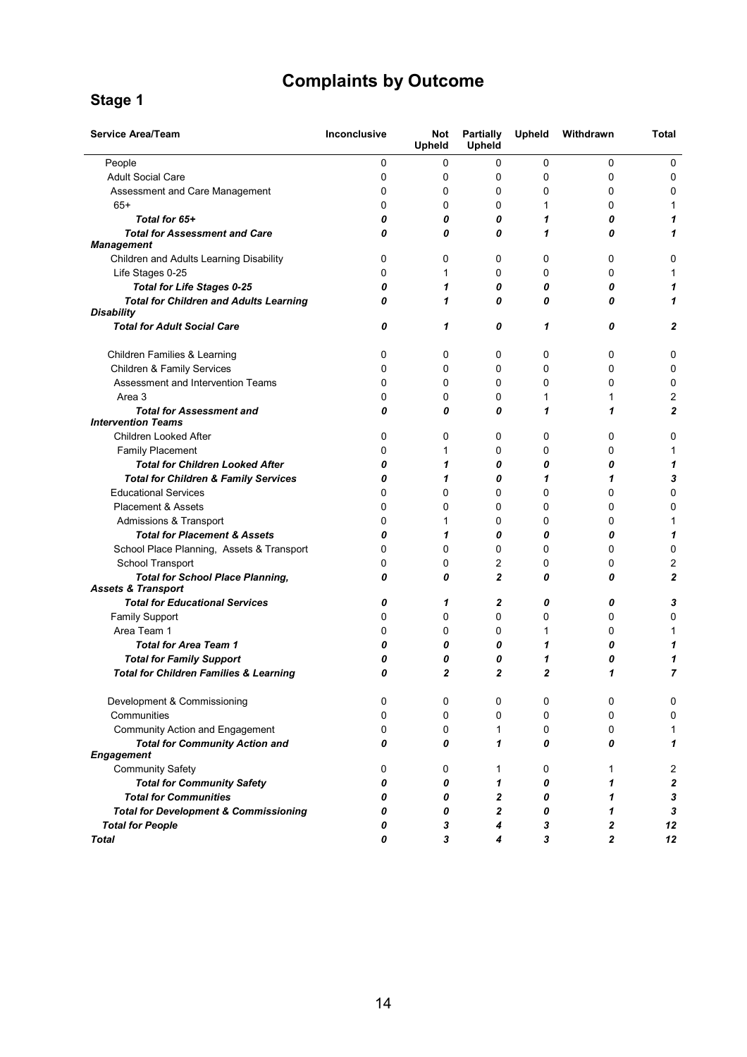# Complaints by Outcome

## Stage 1

| Service Area/Team | Inconclusive | Not Upheld | Partially Upheld | Upheld | Withdrawn | Total |
|---|---|---|---|---|---|---|
| People | 0 | 0 | 0 | 0 | 0 | 0 |
| Adult Social Care | 0 | 0 | 0 | 0 | 0 | 0 |
| Assessment and Care Management | 0 | 0 | 0 | 0 | 0 | 0 |
| 65+ | 0 | 0 | 0 | 1 | 0 | 1 |
| ***Total for 65+*** | ***0*** | ***0*** | ***0*** | ***1*** | ***0*** | ***1*** |
| ***Total for Assessment and Care Management*** | ***0*** | ***0*** | ***0*** | ***1*** | ***0*** | ***1*** |
| Children and Adults Learning Disability | 0 | 0 | 0 | 0 | 0 | 0 |
| Life Stages 0-25 | 0 | 1 | 0 | 0 | 0 | 1 |
| ***Total for Life Stages 0-25*** | ***0*** | ***1*** | ***0*** | ***0*** | ***0*** | ***1*** |
| ***Total for Children and Adults Learning Disability*** | ***0*** | ***1*** | ***0*** | ***0*** | ***0*** | ***1*** |
| ***Total for Adult Social Care*** | ***0*** | ***1*** | ***0*** | ***1*** | ***0*** | ***2*** |
| Children Families & Learning | 0 | 0 | 0 | 0 | 0 | 0 |
| Children & Family Services | 0 | 0 | 0 | 0 | 0 | 0 |
| Assessment and Intervention Teams | 0 | 0 | 0 | 0 | 0 | 0 |
| Area 3 | 0 | 0 | 0 | 1 | 1 | 2 |
| ***Total for Assessment and Intervention Teams*** | ***0*** | ***0*** | ***0*** | ***1*** | ***1*** | ***2*** |
| Children Looked After | 0 | 0 | 0 | 0 | 0 | 0 |
| Family Placement | 0 | 1 | 0 | 0 | 0 | 1 |
| ***Total for Children Looked After*** | ***0*** | ***1*** | ***0*** | ***0*** | ***0*** | ***1*** |
| ***Total for Children & Family Services*** | ***0*** | ***1*** | ***0*** | ***1*** | ***1*** | ***3*** |
| Educational Services | 0 | 0 | 0 | 0 | 0 | 0 |
| Placement & Assets | 0 | 0 | 0 | 0 | 0 | 0 |
| Admissions & Transport | 0 | 1 | 0 | 0 | 0 | 1 |
| ***Total for Placement & Assets*** | ***0*** | ***1*** | ***0*** | ***0*** | ***0*** | ***1*** |
| School Place Planning, Assets & Transport | 0 | 0 | 0 | 0 | 0 | 0 |
| School Transport | 0 | 0 | 2 | 0 | 0 | 2 |
| ***Total for School Place Planning, Assets & Transport*** | ***0*** | ***0*** | ***2*** | ***0*** | ***0*** | ***2*** |
| ***Total for Educational Services*** | ***0*** | ***1*** | ***2*** | ***0*** | ***0*** | ***3*** |
| Family Support | 0 | 0 | 0 | 0 | 0 | 0 |
| Area Team 1 | 0 | 0 | 0 | 1 | 0 | 1 |
| ***Total for Area Team 1*** | ***0*** | ***0*** | ***0*** | ***1*** | ***0*** | ***1*** |
| ***Total for Family Support*** | ***0*** | ***0*** | ***0*** | ***1*** | ***0*** | ***1*** |
| ***Total for Children Families & Learning*** | ***0*** | ***2*** | ***2*** | ***2*** | ***1*** | ***7*** |
| Development & Commissioning | 0 | 0 | 0 | 0 | 0 | 0 |
| Communities | 0 | 0 | 0 | 0 | 0 | 0 |
| Community Action and Engagement | 0 | 0 | 1 | 0 | 0 | 1 |
| ***Total for Community Action and Engagement*** | ***0*** | ***0*** | ***1*** | ***0*** | ***0*** | ***1*** |
| Community Safety | 0 | 0 | 1 | 0 | 1 | 2 |
| ***Total for Community Safety*** | ***0*** | ***0*** | ***1*** | ***0*** | ***1*** | ***2*** |
| ***Total for Communities*** | ***0*** | ***0*** | ***2*** | ***0*** | ***1*** | ***3*** |
| ***Total for Development & Commissioning*** | ***0*** | ***0*** | ***2*** | ***0*** | ***1*** | ***3*** |
| ***Total for People*** | ***0*** | ***3*** | ***4*** | ***3*** | ***2*** | ***12*** |
| ***Total*** | ***0*** | ***3*** | ***4*** | ***3*** | ***2*** | ***12*** |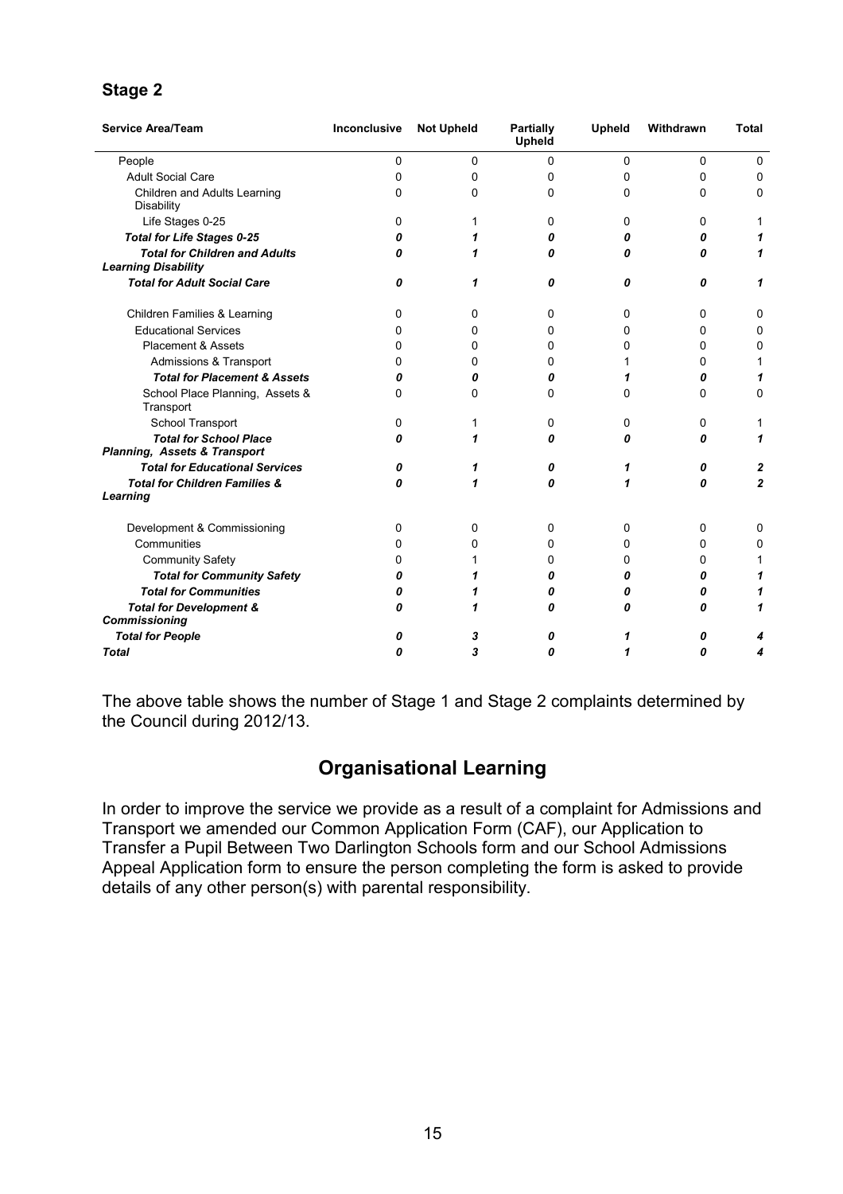## Stage 2

| Service Area/Team | Inconclusive | Not Upheld | Partially Upheld | Upheld | Withdrawn | Total |
|---|---|---|---|---|---|---|
| People | 0 | 0 | 0 | 0 | 0 | 0 |
| Adult Social Care | 0 | 0 | 0 | 0 | 0 | 0 |
| Children and Adults Learning Disability | 0 | 0 | 0 | 0 | 0 | 0 |
| Life Stages 0-25 | 0 | 1 | 0 | 0 | 0 | 1 |
| ***Total for Life Stages 0-25*** | ***0*** | ***1*** | ***0*** | ***0*** | ***0*** | ***1*** |
| ***Total for Children and Adults Learning Disability*** | ***0*** | ***1*** | ***0*** | ***0*** | ***0*** | ***1*** |
| ***Total for Adult Social Care*** | ***0*** | ***1*** | ***0*** | ***0*** | ***0*** | ***1*** |
| Children Families & Learning | 0 | 0 | 0 | 0 | 0 | 0 |
| Educational Services | 0 | 0 | 0 | 0 | 0 | 0 |
| Placement & Assets | 0 | 0 | 0 | 0 | 0 | 0 |
| Admissions & Transport | 0 | 0 | 0 | 1 | 0 | 1 |
| ***Total for Placement & Assets*** | ***0*** | ***0*** | ***0*** | ***1*** | ***0*** | ***1*** |
| School Place Planning, Assets & Transport | 0 | 0 | 0 | 0 | 0 | 0 |
| School Transport | 0 | 1 | 0 | 0 | 0 | 1 |
| ***Total for School Place Planning, Assets & Transport*** | ***0*** | ***1*** | ***0*** | ***0*** | ***0*** | ***1*** |
| ***Total for Educational Services*** | ***0*** | ***1*** | ***0*** | ***1*** | ***0*** | ***2*** |
| ***Total for Children Families & Learning*** | ***0*** | ***1*** | ***0*** | ***1*** | ***0*** | ***2*** |
| Development & Commissioning | 0 | 0 | 0 | 0 | 0 | 0 |
| Communities | 0 | 0 | 0 | 0 | 0 | 0 |
| Community Safety | 0 | 1 | 0 | 0 | 0 | 1 |
| ***Total for Community Safety*** | ***0*** | ***1*** | ***0*** | ***0*** | ***0*** | ***1*** |
| ***Total for Communities*** | ***0*** | ***1*** | ***0*** | ***0*** | ***0*** | ***1*** |
| ***Total for Development & Commissioning*** | ***0*** | ***1*** | ***0*** | ***0*** | ***0*** | ***1*** |
| ***Total for People*** | ***0*** | ***3*** | ***0*** | ***1*** | ***0*** | ***4*** |
| ***Total*** | ***0*** | ***3*** | ***0*** | ***1*** | ***0*** | ***4*** |

The above table shows the number of Stage 1 and Stage 2 complaints determined by the Council during 2012/13.

## Organisational Learning

In order to improve the service we provide as a result of a complaint for Admissions and Transport we amended our Common Application Form (CAF), our Application to Transfer a Pupil Between Two Darlington Schools form and our School Admissions Appeal Application form to ensure the person completing the form is asked to provide details of any other person(s) with parental responsibility.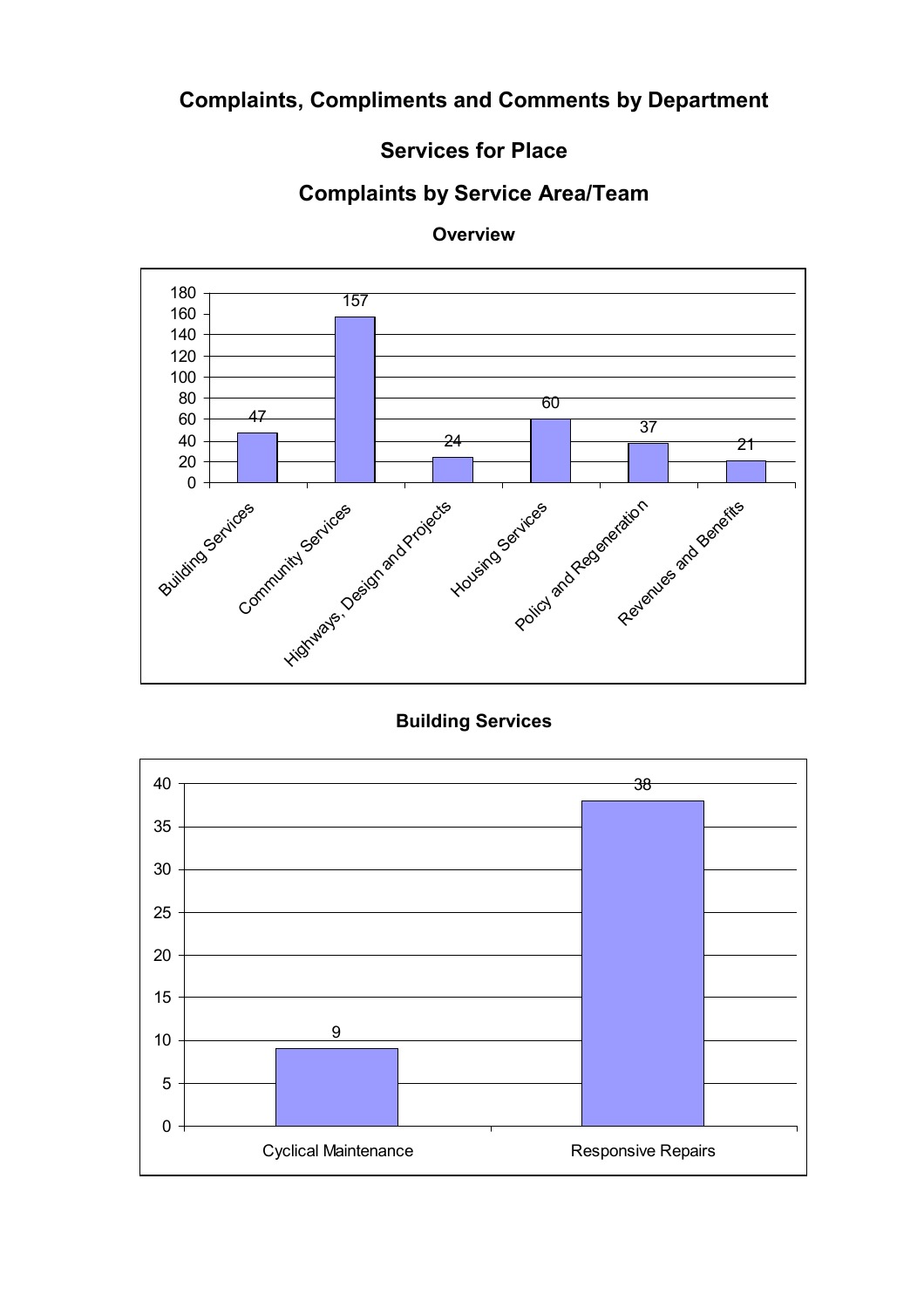# Complaints, Compliments and Comments by Department

## Services for Place

## Complaints by Service Area/Team

### Overview

| Service Area | Complaints |
| --- | --- |
| Building Services | 47 |
| Community Services | 157 |
| Highways, Design and Projects | 24 |
| Housing Services | 60 |
| Policy and Regeneration | 37 |
| Revenues and Benefits | 21 |

### Building Services

| Team | Complaints |
| --- | --- |
| Cyclical Maintenance | 9 |
| Responsive Repairs | 38 |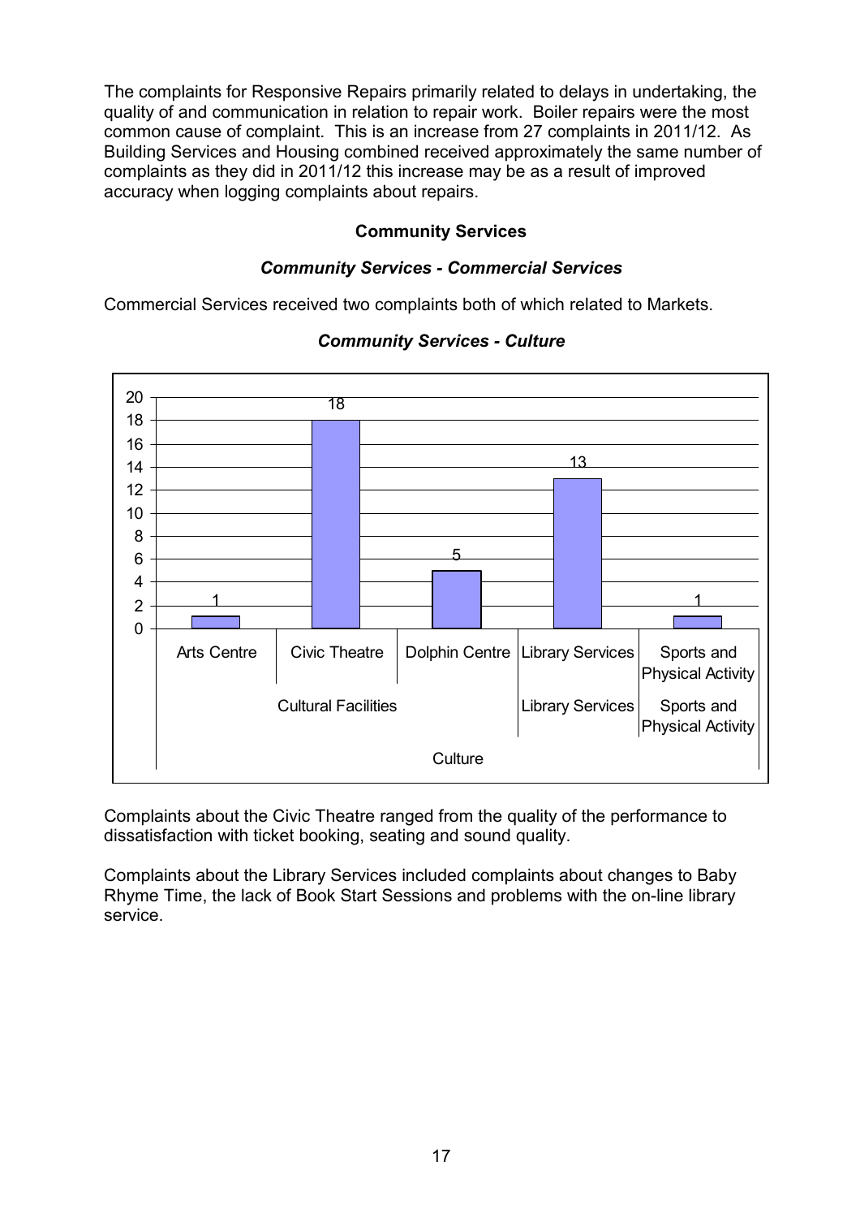The complaints for Responsive Repairs primarily related to delays in undertaking, the quality of and communication in relation to repair work. Boiler repairs were the most common cause of complaint. This is an increase from 27 complaints in 2011/12. As Building Services and Housing combined received approximately the same number of complaints as they did in 2011/12 this increase may be as a result of improved accuracy when logging complaints about repairs.

## Community Services

### *Community Services - Commercial Services*

Commercial Services received two complaints both of which related to Markets.

### *Community Services - Culture*

| Culture | | | | |
|---|---|---|---|---|
| Cultural Facilities | | | Library Services | Sports and Physical Activity |
| Arts Centre | Civic Theatre | Dolphin Centre | Library Services | Sports and Physical Activity |
| 1 | 18 | 5 | 13 | 1 |

Complaints about the Civic Theatre ranged from the quality of the performance to dissatisfaction with ticket booking, seating and sound quality.

Complaints about the Library Services included complaints about changes to Baby Rhyme Time, the lack of Book Start Sessions and problems with the on-line library service.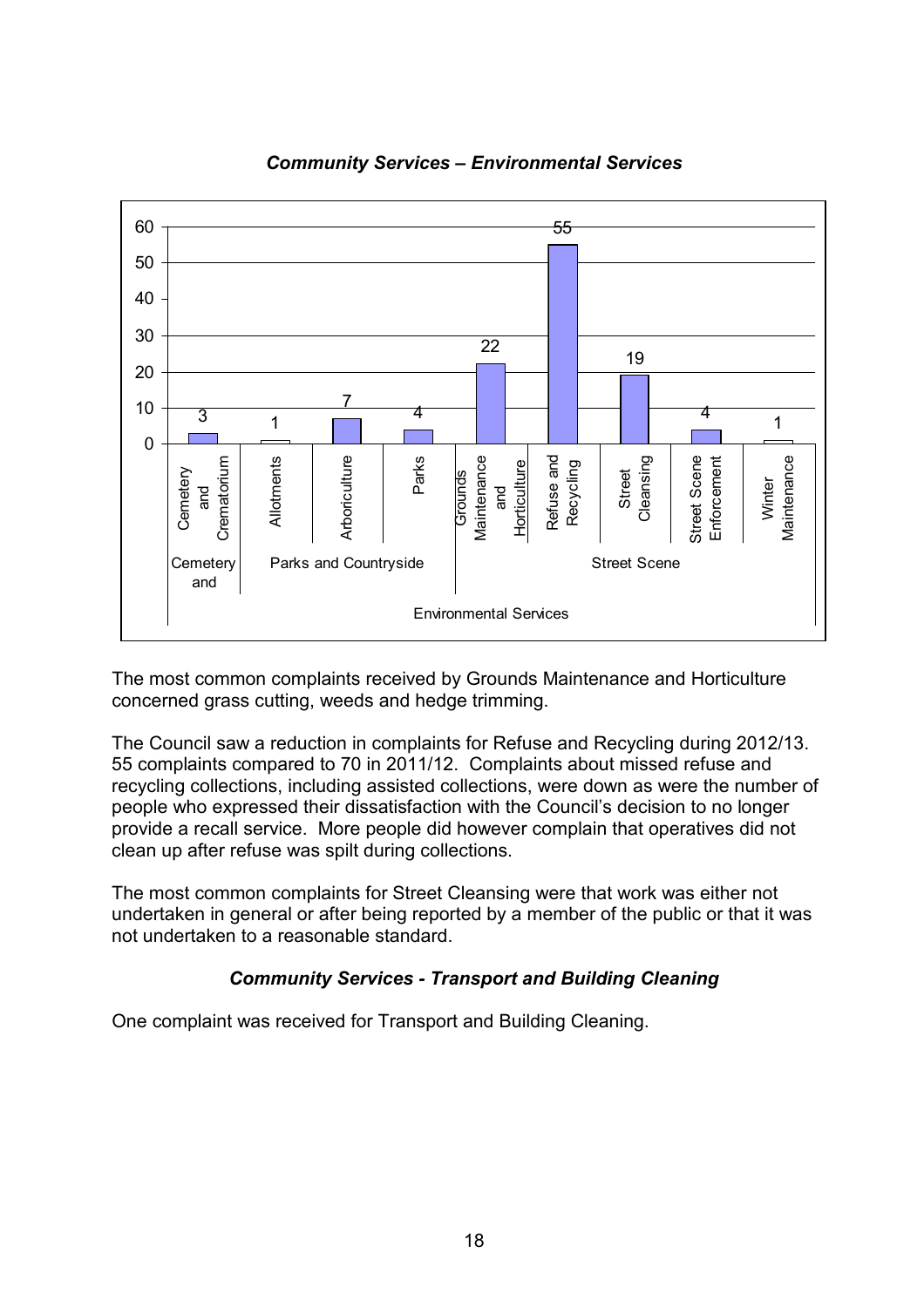### *Community Services – Environmental Services*

| Environmental Services | | | | | | | | |
|---|---|---|---|---|---|---|---|---|
| Cemetery and | Parks and Countryside | | | Street Scene | | | | |
| Cemetery and Crematorium | Allotments | Arboriculture | Parks | Grounds Maintenance and Horticulture | Refuse and Recycling | Street Cleansing | Street Scene Enforcement | Winter Maintenance |
| 3 | 1 | 7 | 4 | 22 | 55 | 19 | 4 | 1 |

The most common complaints received by Grounds Maintenance and Horticulture concerned grass cutting, weeds and hedge trimming.

The Council saw a reduction in complaints for Refuse and Recycling during 2012/13. 55 complaints compared to 70 in 2011/12. Complaints about missed refuse and recycling collections, including assisted collections, were down as were the number of people who expressed their dissatisfaction with the Council's decision to no longer provide a recall service. More people did however complain that operatives did not clean up after refuse was spilt during collections.

The most common complaints for Street Cleansing were that work was either not undertaken in general or after being reported by a member of the public or that it was not undertaken to a reasonable standard.

### *Community Services - Transport and Building Cleaning*

One complaint was received for Transport and Building Cleaning.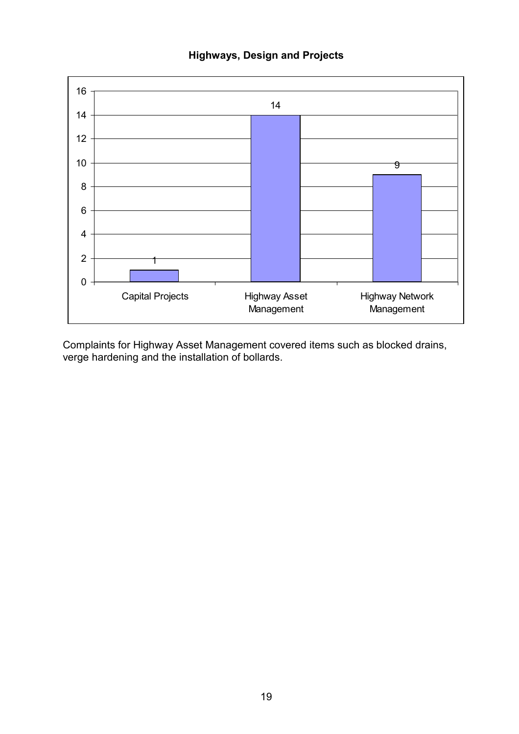**Highways, Design and Projects**

| Category | Complaints |
| --- | --- |
| Capital Projects | 1 |
| Highway Asset Management | 14 |
| Highway Network Management | 9 |

Complaints for Highway Asset Management covered items such as blocked drains, verge hardening and the installation of bollards.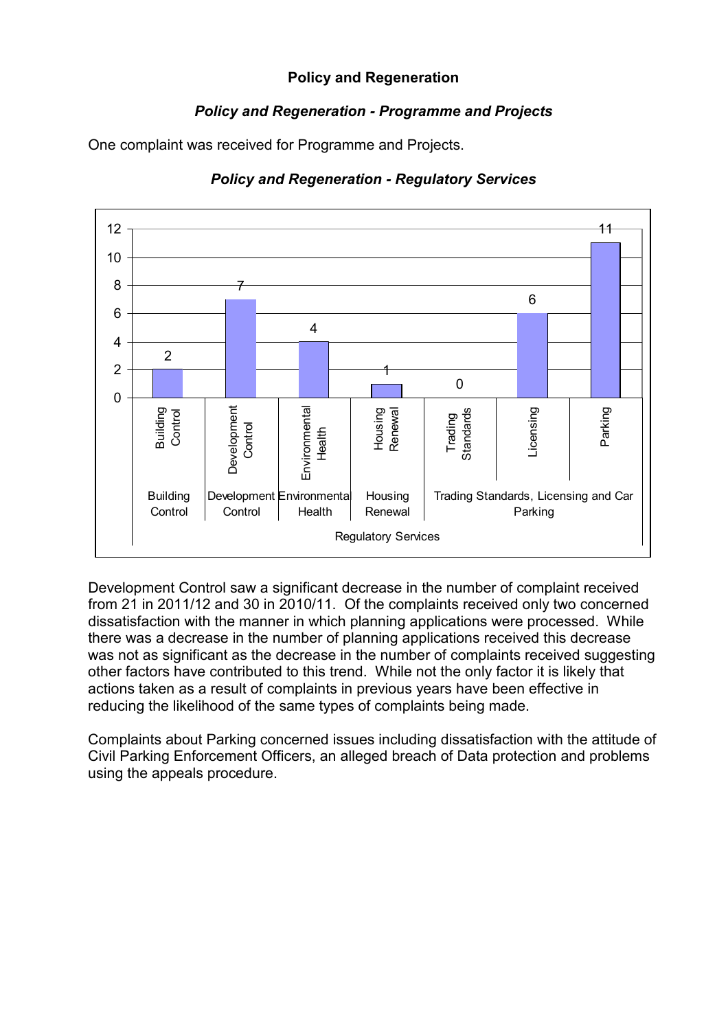# Policy and Regeneration

## *Policy and Regeneration - Programme and Projects*

One complaint was received for Programme and Projects.

## *Policy and Regeneration - Regulatory Services*

| Regulatory Services | Category | Complaints |
|---|---|---|
| Building Control | Building Control | 2 |
| Development Control | Development Control | 7 |
| Environmental Health | Environmental Health | 4 |
| Housing Renewal | Housing Renewal | 1 |
| Trading Standards, Licensing and Car Parking | Trading Standards | 0 |
| Trading Standards, Licensing and Car Parking | Licensing | 6 |
| Trading Standards, Licensing and Car Parking | Parking | 11 |

Development Control saw a significant decrease in the number of complaint received from 21 in 2011/12 and 30 in 2010/11. Of the complaints received only two concerned dissatisfaction with the manner in which planning applications were processed. While there was a decrease in the number of planning applications received this decrease was not as significant as the decrease in the number of complaints received suggesting other factors have contributed to this trend. While not the only factor it is likely that actions taken as a result of complaints in previous years have been effective in reducing the likelihood of the same types of complaints being made.

Complaints about Parking concerned issues including dissatisfaction with the attitude of Civil Parking Enforcement Officers, an alleged breach of Data protection and problems using the appeals procedure.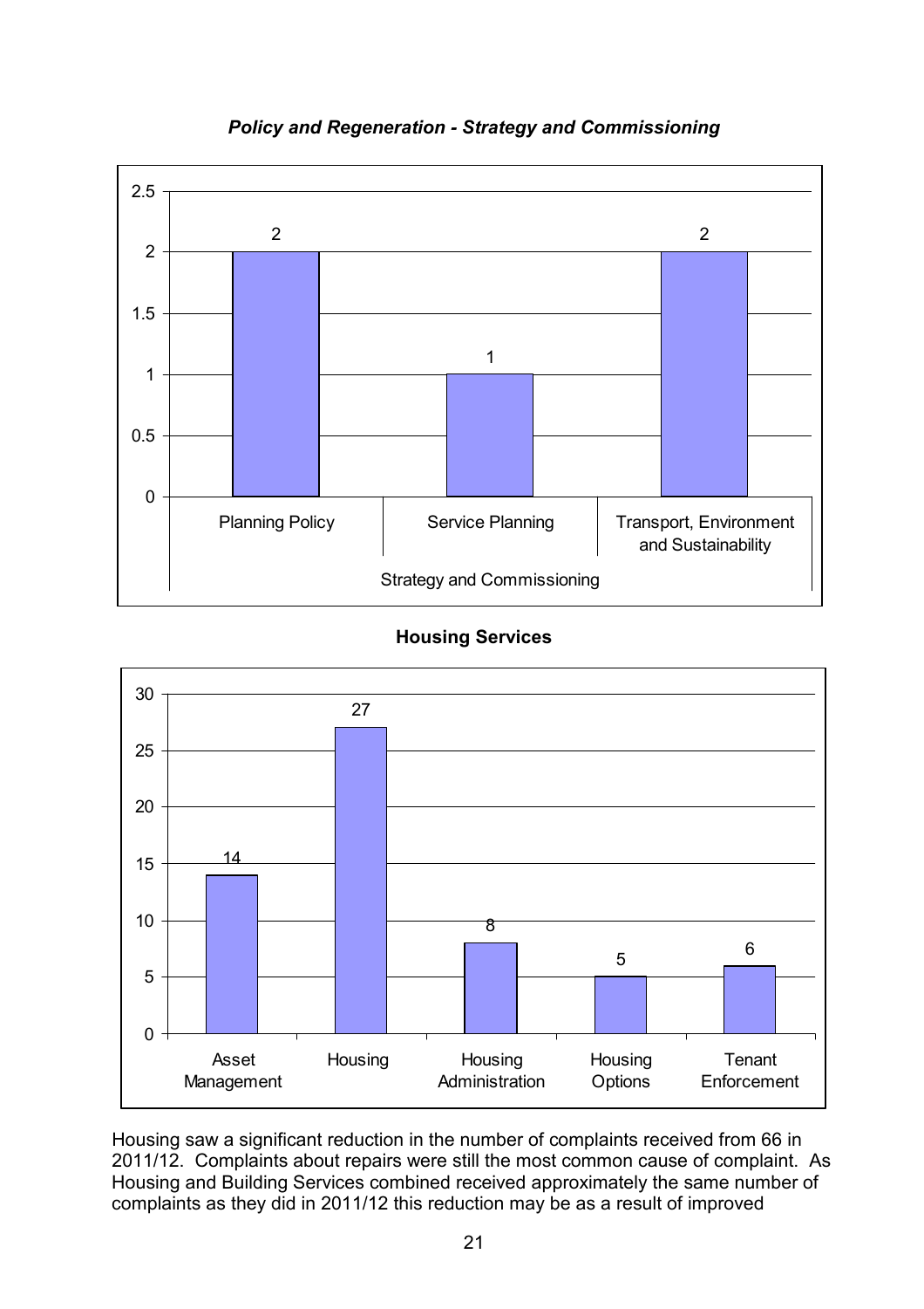***Policy and Regeneration - Strategy and Commissioning***

| Strategy and Commissioning | Complaints |
| --- | --- |
| Planning Policy | 2 |
| Service Planning | 1 |
| Transport, Environment and Sustainability | 2 |

**Housing Services**

| Housing Services | Complaints |
| --- | --- |
| Asset Management | 14 |
| Housing | 27 |
| Housing Administration | 8 |
| Housing Options | 5 |
| Tenant Enforcement | 6 |

Housing saw a significant reduction in the number of complaints received from 66 in 2011/12. Complaints about repairs were still the most common cause of complaint. As Housing and Building Services combined received approximately the same number of complaints as they did in 2011/12 this reduction may be as a result of improved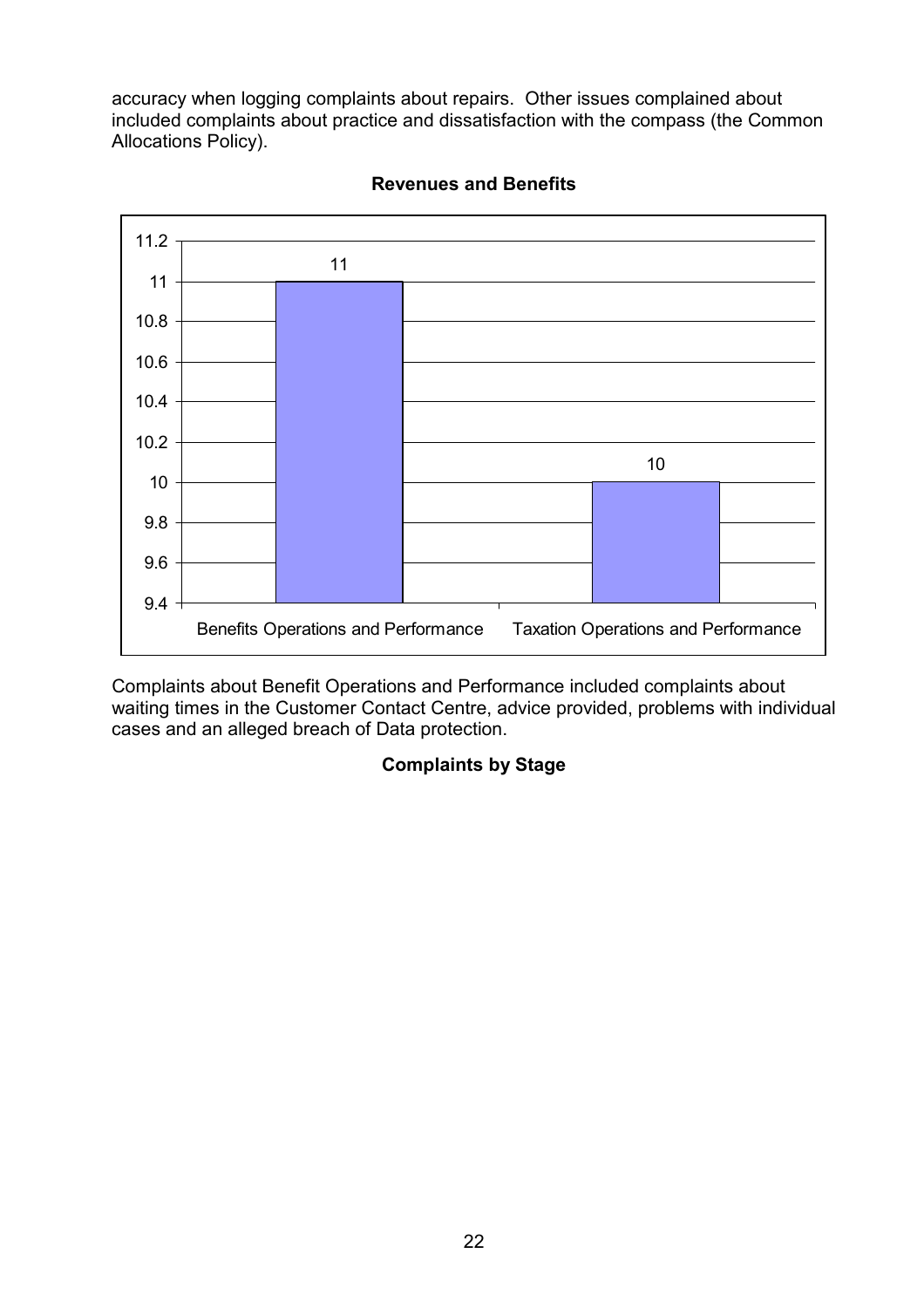accuracy when logging complaints about repairs. Other issues complained about included complaints about practice and dissatisfaction with the compass (the Common Allocations Policy).

**Revenues and Benefits**

| Service | Complaints |
| --- | --- |
| Benefits Operations and Performance | 11 |
| Taxation Operations and Performance | 10 |

Complaints about Benefit Operations and Performance included complaints about waiting times in the Customer Contact Centre, advice provided, problems with individual cases and an alleged breach of Data protection.

**Complaints by Stage**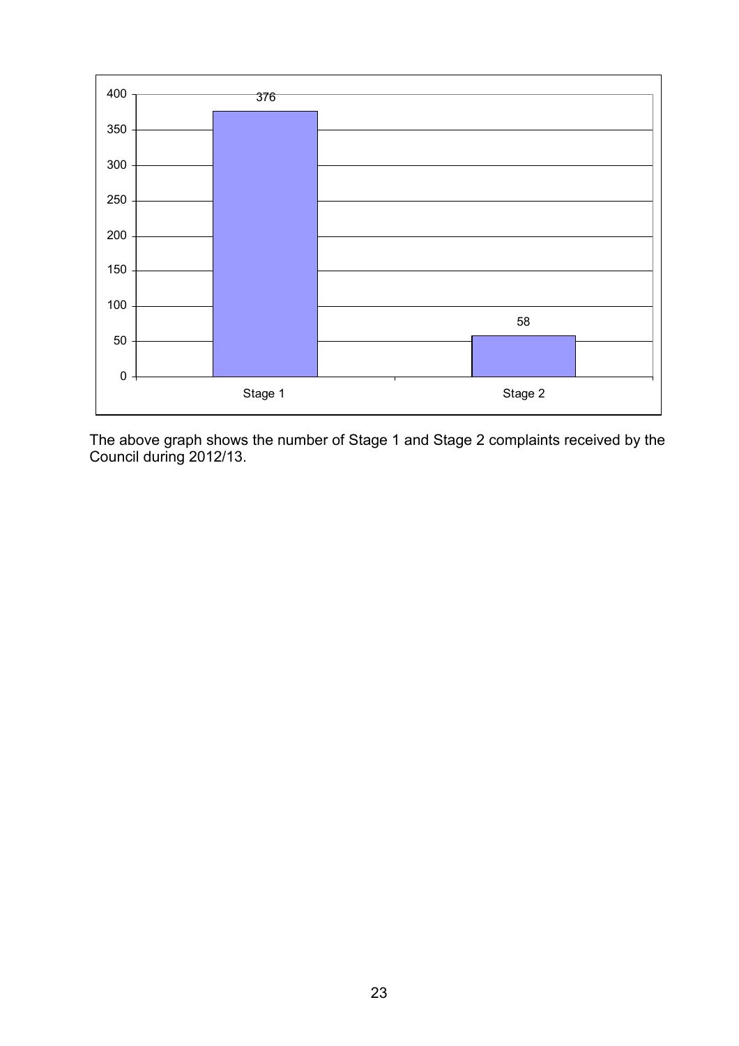| | Number of complaints |
|---|---|
| Stage 1 | 376 |
| Stage 2 | 58 |

The above graph shows the number of Stage 1 and Stage 2 complaints received by the Council during 2012/13.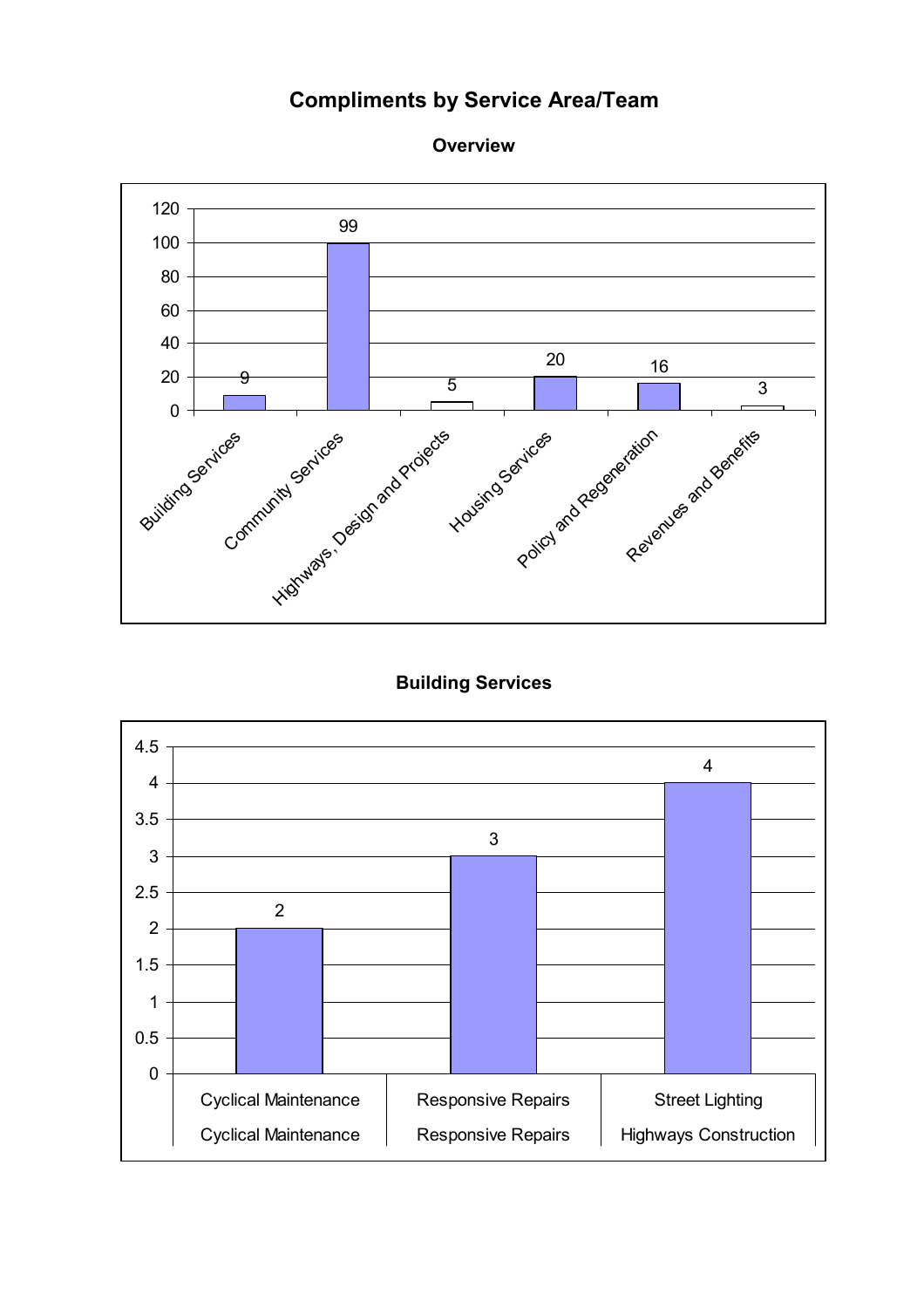# Compliments by Service Area/Team

## Overview

| Service Area | Compliments |
| --- | --- |
| Building Services | 9 |
| Community Services | 99 |
| Highways, Design and Projects | 5 |
| Housing Services | 20 |
| Policy and Regeneration | 16 |
| Revenues and Benefits | 3 |

## Building Services

| Team | | Compliments |
| --- | --- | --- |
| Cyclical Maintenance | Cyclical Maintenance | 2 |
| Responsive Repairs | Responsive Repairs | 3 |
| Street Lighting | Highways Construction | 4 |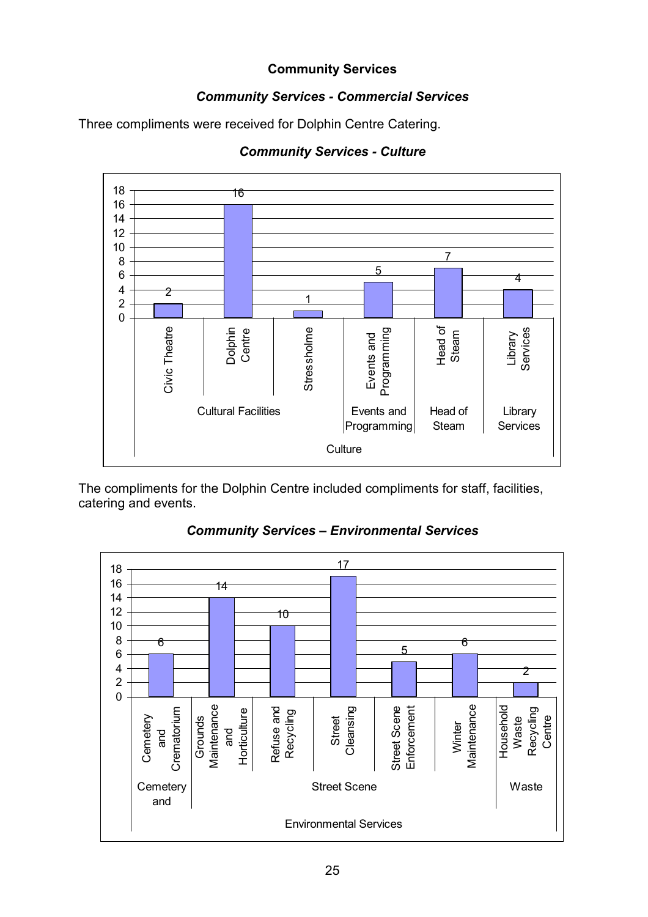**Community Services**

***Community Services - Commercial Services***

Three compliments were received for Dolphin Centre Catering.

***Community Services - Culture***

| Culture | | Compliments |
|---|---|---|
| Cultural Facilities | Civic Theatre | 2 |
| | Dolphin Centre | 16 |
| | Stressholme | 1 |
| Events and Programming | Events and Programming | 5 |
| Head of Steam | Head of Steam | 7 |
| Library Services | Library Services | 4 |

The compliments for the Dolphin Centre included compliments for staff, facilities, catering and events.

***Community Services – Environmental Services***

| Environmental Services | | Compliments |
|---|---|---|
| Cemetery and | Cemetery and Crematorium | 6 |
| Street Scene | Grounds Maintenance and Horticulture | 14 |
| | Refuse and Recycling | 10 |
| | Street Cleansing | 17 |
| | Street Scene Enforcement | 5 |
| | Winter Maintenance | 6 |
| Waste | Household Waste Recycling Centre | 2 |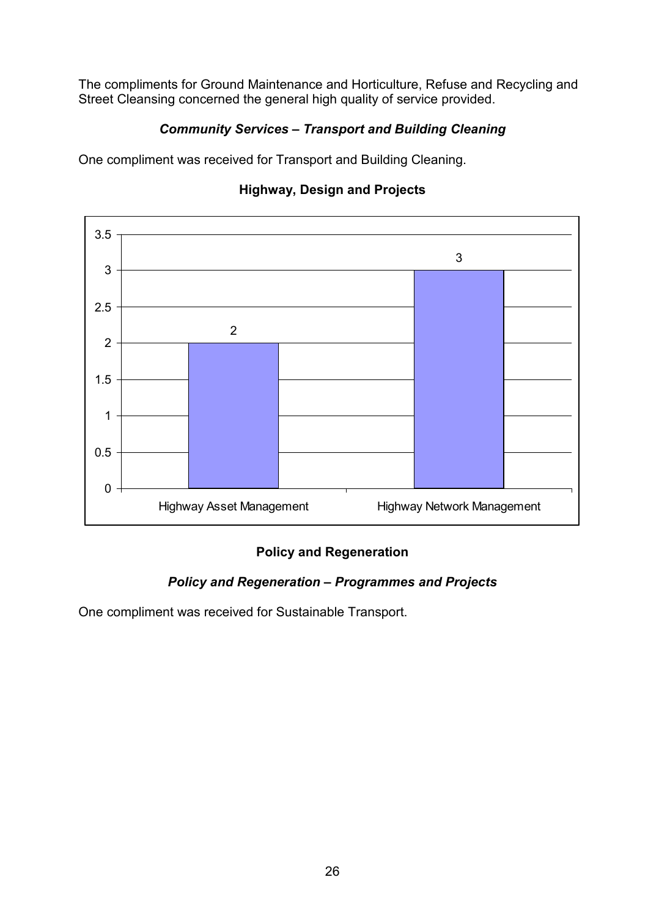The compliments for Ground Maintenance and Horticulture, Refuse and Recycling and Street Cleansing concerned the general high quality of service provided.

***Community Services – Transport and Building Cleaning***

One compliment was received for Transport and Building Cleaning.

**Highway, Design and Projects**

| | Value |
|---|---|
| Highway Asset Management | 2 |
| Highway Network Management | 3 |

**Policy and Regeneration**

***Policy and Regeneration – Programmes and Projects***

One compliment was received for Sustainable Transport.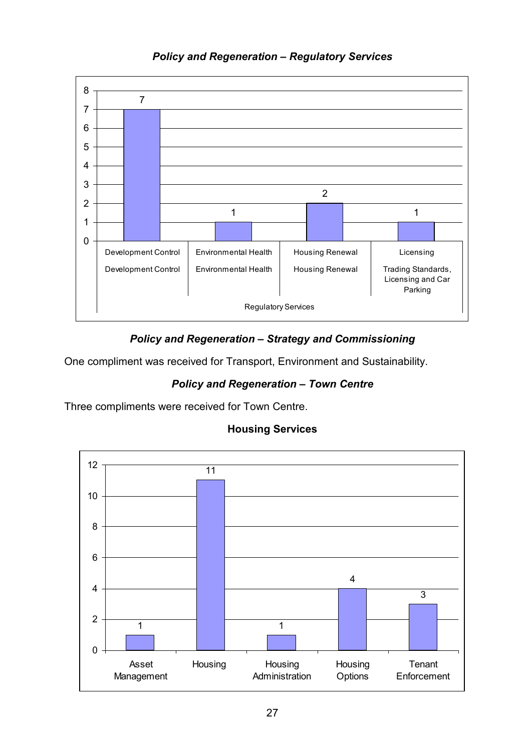***Policy and Regeneration – Regulatory Services***

| Regulatory Services | | |
|---|---|---|
| Development Control | Development Control | 7 |
| Environmental Health | Environmental Health | 1 |
| Housing Renewal | Housing Renewal | 2 |
| Licensing | Trading Standards, Licensing and Car Parking | 1 |

***Policy and Regeneration – Strategy and Commissioning***

One compliment was received for Transport, Environment and Sustainability.

***Policy and Regeneration – Town Centre***

Three compliments were received for Town Centre.

**Housing Services**

| Housing Services | |
|---|---|
| Asset Management | 1 |
| Housing | 11 |
| Housing Administration | 1 |
| Housing Options | 4 |
| Tenant Enforcement | 3 |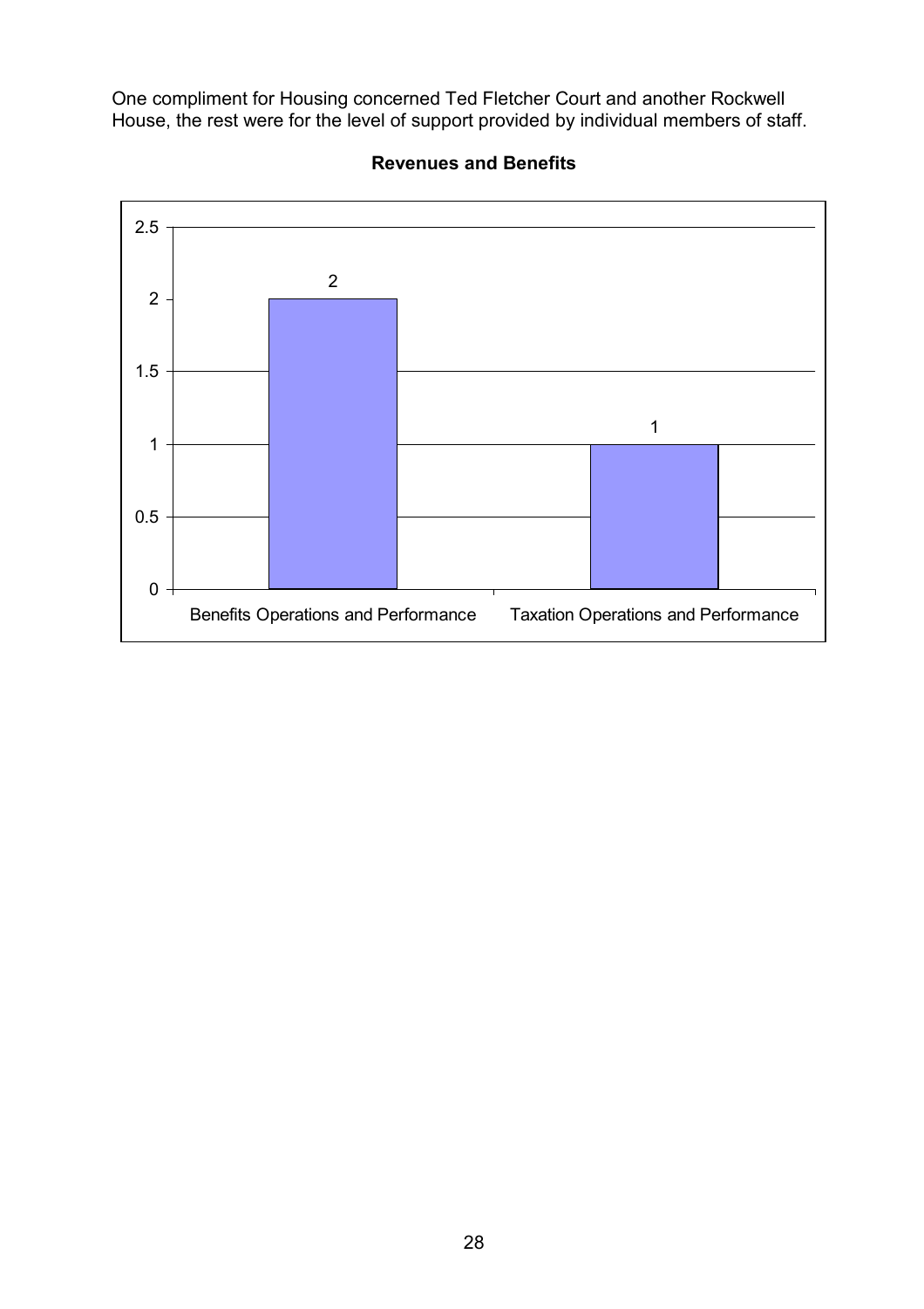One compliment for Housing concerned Ted Fletcher Court and another Rockwell House, the rest were for the level of support provided by individual members of staff.

**Revenues and Benefits**

| Category | Count |
| --- | --- |
| Benefits Operations and Performance | 2 |
| Taxation Operations and Performance | 1 |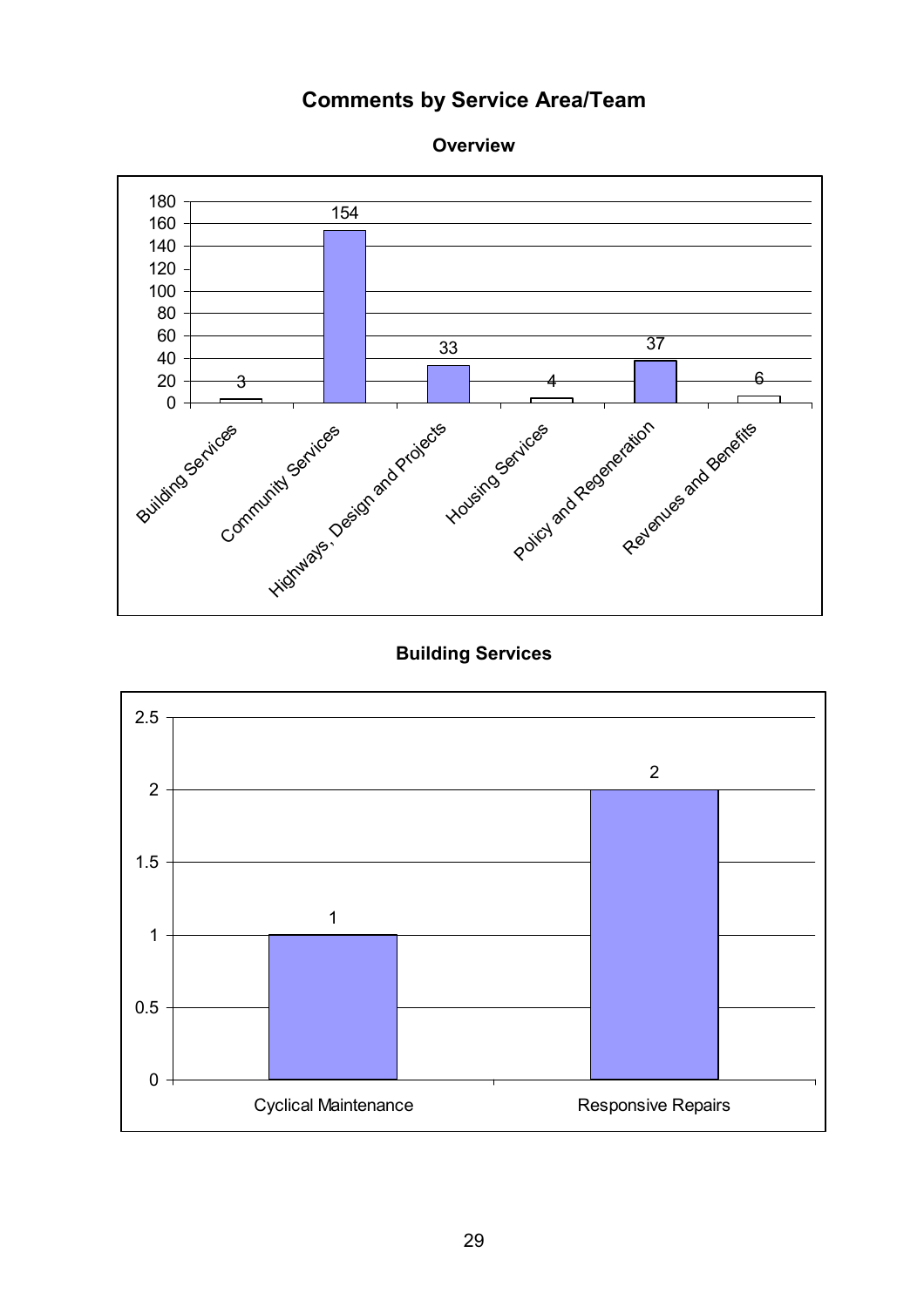# Comments by Service Area/Team

## Overview

| Service Area/Team | Comments |
|---|---|
| Building Services | 3 |
| Community Services | 154 |
| Highways, Design and Projects | 33 |
| Housing Services | 4 |
| Policy and Regeneration | 37 |
| Revenues and Benefits | 6 |

## Building Services

| Team | Comments |
|---|---|
| Cyclical Maintenance | 1 |
| Responsive Repairs | 2 |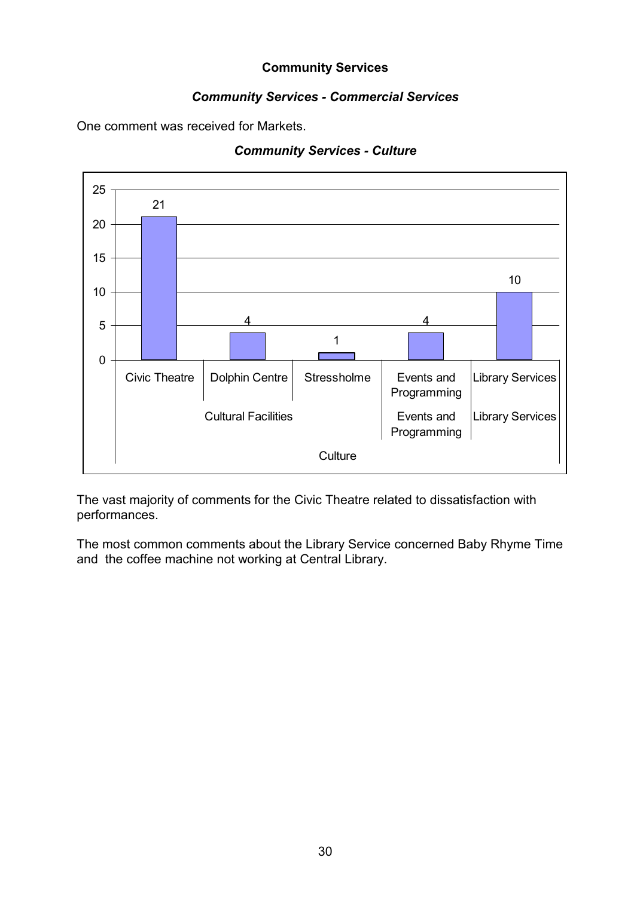# Community Services

## *Community Services - Commercial Services*

One comment was received for Markets.

## *Community Services - Culture*

| Culture | | Count |
|---|---|---|
| Cultural Facilities | Civic Theatre | 21 |
| Cultural Facilities | Dolphin Centre | 4 |
| Cultural Facilities | Stressholme | 1 |
| Events and Programming | Events and Programming | 4 |
| Library Services | Library Services | 10 |

The vast majority of comments for the Civic Theatre related to dissatisfaction with performances.

The most common comments about the Library Service concerned Baby Rhyme Time and the coffee machine not working at Central Library.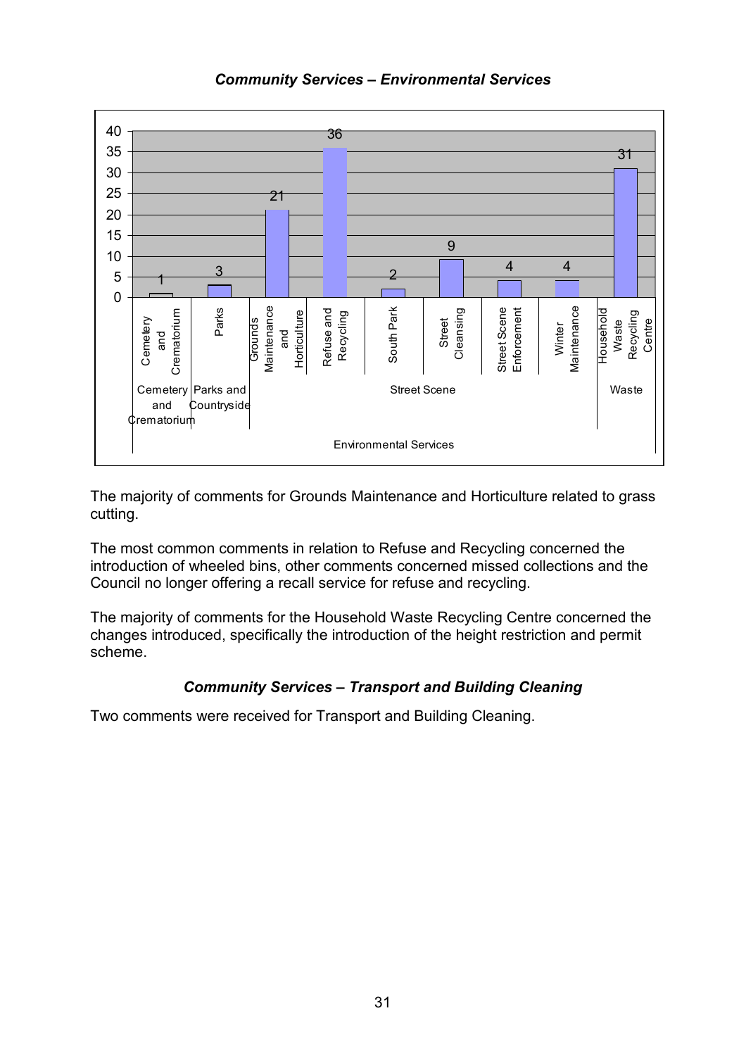### *Community Services – Environmental Services*

| Category | Subcategory | Service | Comments |
|---|---|---|---|
| Environmental Services | Cemetery and Crematorium | Cemetery and Crematorium | 1 |
| Environmental Services | Parks and Countryside | Parks | 3 |
| Environmental Services | Street Scene | Grounds Maintenance and Horticulture | 21 |
| Environmental Services | Street Scene | Refuse and Recycling | 36 |
| Environmental Services | Street Scene | South Park | 2 |
| Environmental Services | Street Scene | Street Cleansing | 9 |
| Environmental Services | Street Scene | Street Scene Enforcement | 4 |
| Environmental Services | Street Scene | Winter Maintenance | 4 |
| Environmental Services | Waste | Household Waste Recycling Centre | 31 |

The majority of comments for Grounds Maintenance and Horticulture related to grass cutting.

The most common comments in relation to Refuse and Recycling concerned the introduction of wheeled bins, other comments concerned missed collections and the Council no longer offering a recall service for refuse and recycling.

The majority of comments for the Household Waste Recycling Centre concerned the changes introduced, specifically the introduction of the height restriction and permit scheme.

### *Community Services – Transport and Building Cleaning*

Two comments were received for Transport and Building Cleaning.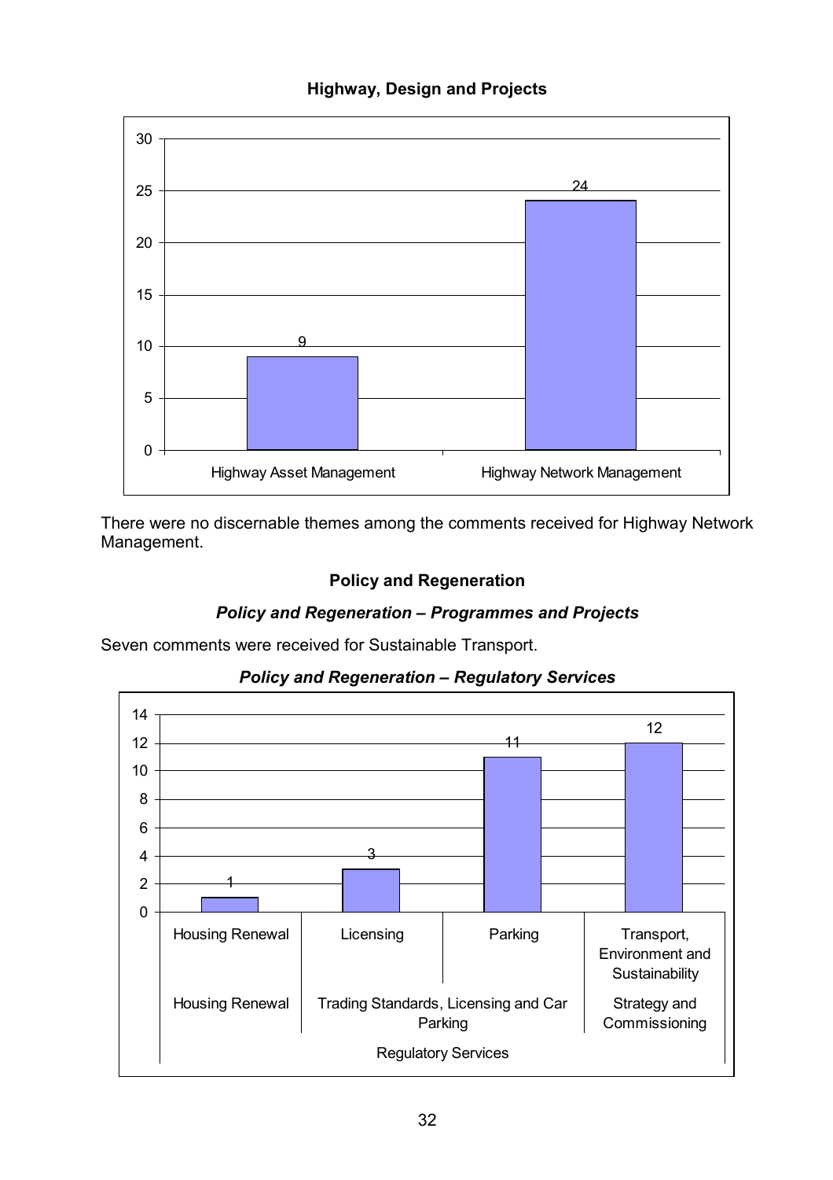**Highway, Design and Projects**

| | Highway Asset Management | Highway Network Management |
|---|---|---|
| Comments | 9 | 24 |

There were no discernable themes among the comments received for Highway Network Management.

## Policy and Regeneration

### *Policy and Regeneration – Programmes and Projects*

Seven comments were received for Sustainable Transport.

### *Policy and Regeneration – Regulatory Services*

| Regulatory Services | | | |
|---|---|---|---|
| Housing Renewal | Trading Standards, Licensing and Car Parking | | Strategy and Commissioning |
| Housing Renewal | Licensing | Parking | Transport, Environment and Sustainability |
| 1 | 3 | 11 | 12 |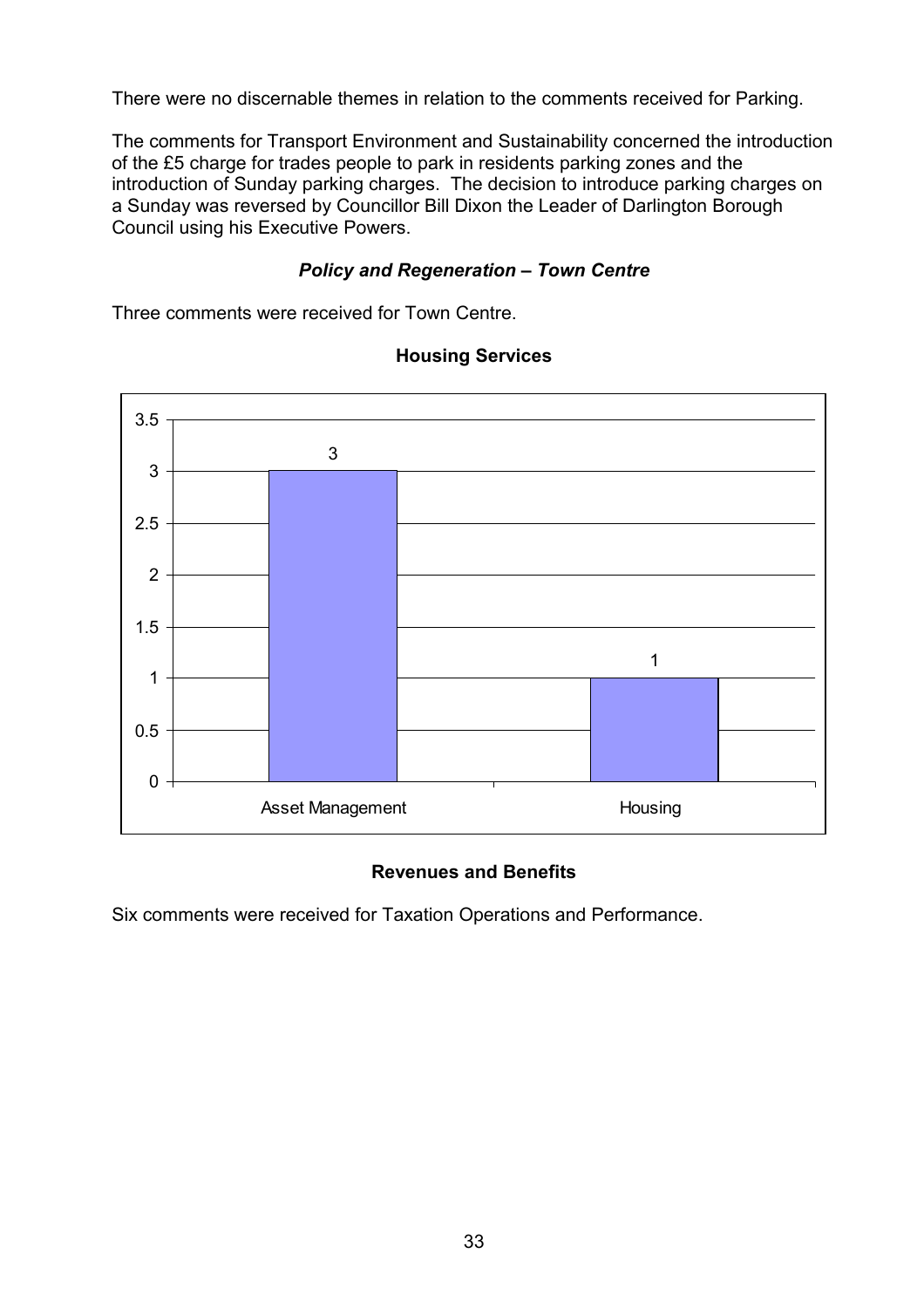There were no discernable themes in relation to the comments received for Parking.

The comments for Transport Environment and Sustainability concerned the introduction of the £5 charge for trades people to park in residents parking zones and the introduction of Sunday parking charges. The decision to introduce parking charges on a Sunday was reversed by Councillor Bill Dixon the Leader of Darlington Borough Council using his Executive Powers.

### *Policy and Regeneration – Town Centre*

Three comments were received for Town Centre.

### Housing Services

| Category | Value |
| --- | --- |
| Asset Management | 3 |
| Housing | 1 |

### Revenues and Benefits

Six comments were received for Taxation Operations and Performance.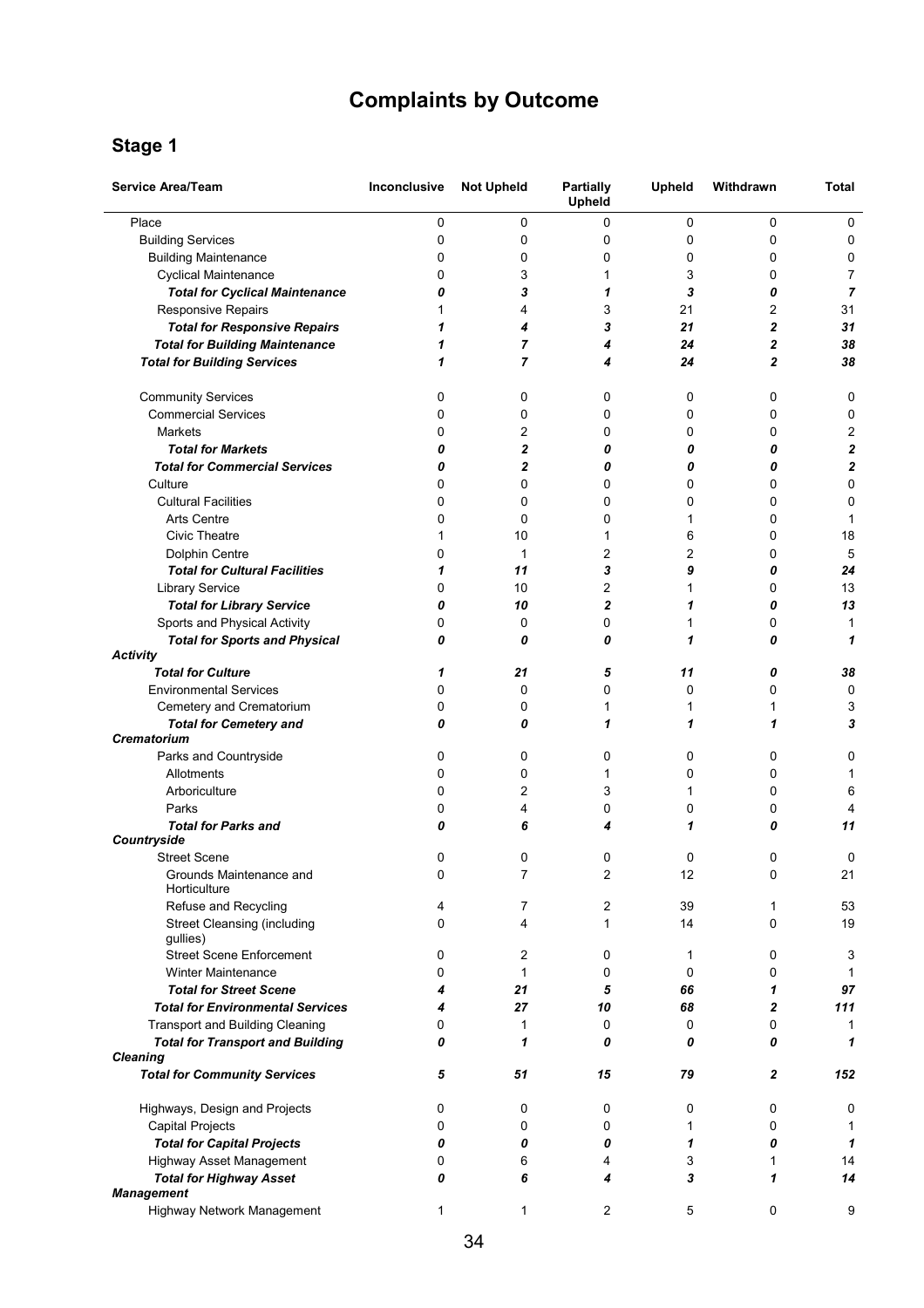# Complaints by Outcome

## Stage 1

| Service Area/Team | Inconclusive | Not Upheld | Partially Upheld | Upheld | Withdrawn | Total |
|---|---|---|---|---|---|---|
| Place | 0 | 0 | 0 | 0 | 0 | 0 |
| Building Services | 0 | 0 | 0 | 0 | 0 | 0 |
| Building Maintenance | 0 | 0 | 0 | 0 | 0 | 0 |
| Cyclical Maintenance | 0 | 3 | 1 | 3 | 0 | 7 |
| ***Total for Cyclical Maintenance*** | ***0*** | ***3*** | ***1*** | ***3*** | ***0*** | ***7*** |
| Responsive Repairs | 1 | 4 | 3 | 21 | 2 | 31 |
| ***Total for Responsive Repairs*** | ***1*** | ***4*** | ***3*** | ***21*** | ***2*** | ***31*** |
| ***Total for Building Maintenance*** | ***1*** | ***7*** | ***4*** | ***24*** | ***2*** | ***38*** |
| ***Total for Building Services*** | ***1*** | ***7*** | ***4*** | ***24*** | ***2*** | ***38*** |
| Community Services | 0 | 0 | 0 | 0 | 0 | 0 |
| Commercial Services | 0 | 0 | 0 | 0 | 0 | 0 |
| Markets | 0 | 2 | 0 | 0 | 0 | 2 |
| ***Total for Markets*** | ***0*** | ***2*** | ***0*** | ***0*** | ***0*** | ***2*** |
| ***Total for Commercial Services*** | ***0*** | ***2*** | ***0*** | ***0*** | ***0*** | ***2*** |
| Culture | 0 | 0 | 0 | 0 | 0 | 0 |
| Cultural Facilities | 0 | 0 | 0 | 0 | 0 | 0 |
| Arts Centre | 0 | 0 | 0 | 1 | 0 | 1 |
| Civic Theatre | 1 | 10 | 1 | 6 | 0 | 18 |
| Dolphin Centre | 0 | 1 | 2 | 2 | 0 | 5 |
| ***Total for Cultural Facilities*** | ***1*** | ***11*** | ***3*** | ***9*** | ***0*** | ***24*** |
| Library Service | 0 | 10 | 2 | 1 | 0 | 13 |
| ***Total for Library Service*** | ***0*** | ***10*** | ***2*** | ***1*** | ***0*** | ***13*** |
| Sports and Physical Activity | 0 | 0 | 0 | 1 | 0 | 1 |
| ***Total for Sports and Physical Activity*** | ***0*** | ***0*** | ***0*** | ***1*** | ***0*** | ***1*** |
| ***Total for Culture*** | ***1*** | ***21*** | ***5*** | ***11*** | ***0*** | ***38*** |
| Environmental Services | 0 | 0 | 0 | 0 | 0 | 0 |
| Cemetery and Crematorium | 0 | 0 | 1 | 1 | 1 | 3 |
| ***Total for Cemetery and Crematorium*** | ***0*** | ***0*** | ***1*** | ***1*** | ***1*** | ***3*** |
| Parks and Countryside | 0 | 0 | 0 | 0 | 0 | 0 |
| Allotments | 0 | 0 | 1 | 0 | 0 | 1 |
| Arboriculture | 0 | 2 | 3 | 1 | 0 | 6 |
| Parks | 0 | 4 | 0 | 0 | 0 | 4 |
| ***Total for Parks and Countryside*** | ***0*** | ***6*** | ***4*** | ***1*** | ***0*** | ***11*** |
| Street Scene | 0 | 0 | 0 | 0 | 0 | 0 |
| Grounds Maintenance and Horticulture | 0 | 7 | 2 | 12 | 0 | 21 |
| Refuse and Recycling | 4 | 7 | 2 | 39 | 1 | 53 |
| Street Cleansing (including gullies) | 0 | 4 | 1 | 14 | 0 | 19 |
| Street Scene Enforcement | 0 | 2 | 0 | 1 | 0 | 3 |
| Winter Maintenance | 0 | 1 | 0 | 0 | 0 | 1 |
| ***Total for Street Scene*** | ***4*** | ***21*** | ***5*** | ***66*** | ***1*** | ***97*** |
| ***Total for Environmental Services*** | ***4*** | ***27*** | ***10*** | ***68*** | ***2*** | ***111*** |
| Transport and Building Cleaning | 0 | 1 | 0 | 0 | 0 | 1 |
| ***Total for Transport and Building Cleaning*** | ***0*** | ***1*** | ***0*** | ***0*** | ***0*** | ***1*** |
| ***Total for Community Services*** | ***5*** | ***51*** | ***15*** | ***79*** | ***2*** | ***152*** |
| Highways, Design and Projects | 0 | 0 | 0 | 0 | 0 | 0 |
| Capital Projects | 0 | 0 | 0 | 1 | 0 | 1 |
| ***Total for Capital Projects*** | ***0*** | ***0*** | ***0*** | ***1*** | ***0*** | ***1*** |
| Highway Asset Management | 0 | 6 | 4 | 3 | 1 | 14 |
| ***Total for Highway Asset Management*** | ***0*** | ***6*** | ***4*** | ***3*** | ***1*** | ***14*** |
| Highway Network Management | 1 | 1 | 2 | 5 | 0 | 9 |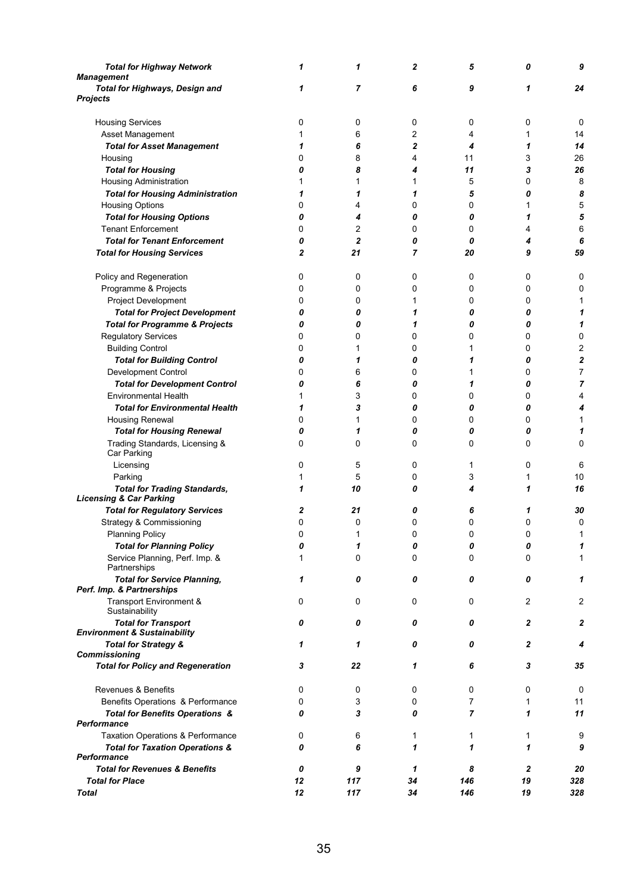| | | | | | | |
|---|---|---|---|---|---|---|
| ***Total for Highway Network Management*** | ***1*** | ***1*** | ***2*** | ***5*** | ***0*** | ***9*** |
| ***Total for Highways, Design and Projects*** | ***1*** | ***7*** | ***6*** | ***9*** | ***1*** | ***24*** |
| | | | | | | |
| Housing Services | 0 | 0 | 0 | 0 | 0 | 0 |
| Asset Management | 1 | 6 | 2 | 4 | 1 | 14 |
| ***Total for Asset Management*** | ***1*** | ***6*** | ***2*** | ***4*** | ***1*** | ***14*** |
| Housing | 0 | 8 | 4 | 11 | 3 | 26 |
| ***Total for Housing*** | ***0*** | ***8*** | ***4*** | ***11*** | ***3*** | ***26*** |
| Housing Administration | 1 | 1 | 1 | 5 | 0 | 8 |
| ***Total for Housing Administration*** | ***1*** | ***1*** | ***1*** | ***5*** | ***0*** | ***8*** |
| Housing Options | 0 | 4 | 0 | 0 | 1 | 5 |
| ***Total for Housing Options*** | ***0*** | ***4*** | ***0*** | ***0*** | ***1*** | ***5*** |
| Tenant Enforcement | 0 | 2 | 0 | 0 | 4 | 6 |
| ***Total for Tenant Enforcement*** | ***0*** | ***2*** | ***0*** | ***0*** | ***4*** | ***6*** |
| ***Total for Housing Services*** | ***2*** | ***21*** | ***7*** | ***20*** | ***9*** | ***59*** |
| | | | | | | |
| Policy and Regeneration | 0 | 0 | 0 | 0 | 0 | 0 |
| Programme & Projects | 0 | 0 | 0 | 0 | 0 | 0 |
| Project Development | 0 | 0 | 1 | 0 | 0 | 1 |
| ***Total for Project Development*** | ***0*** | ***0*** | ***1*** | ***0*** | ***0*** | ***1*** |
| ***Total for Programme & Projects*** | ***0*** | ***0*** | ***1*** | ***0*** | ***0*** | ***1*** |
| Regulatory Services | 0 | 0 | 0 | 0 | 0 | 0 |
| Building Control | 0 | 1 | 0 | 1 | 0 | 2 |
| ***Total for Building Control*** | ***0*** | ***1*** | ***0*** | ***1*** | ***0*** | ***2*** |
| Development Control | 0 | 6 | 0 | 1 | 0 | 7 |
| ***Total for Development Control*** | ***0*** | ***6*** | ***0*** | ***1*** | ***0*** | ***7*** |
| Environmental Health | 1 | 3 | 0 | 0 | 0 | 4 |
| ***Total for Environmental Health*** | ***1*** | ***3*** | ***0*** | ***0*** | ***0*** | ***4*** |
| Housing Renewal | 0 | 1 | 0 | 0 | 0 | 1 |
| ***Total for Housing Renewal*** | ***0*** | ***1*** | ***0*** | ***0*** | ***0*** | ***1*** |
| Trading Standards, Licensing & Car Parking | 0 | 0 | 0 | 0 | 0 | 0 |
| Licensing | 0 | 5 | 0 | 1 | 0 | 6 |
| Parking | 1 | 5 | 0 | 3 | 1 | 10 |
| ***Total for Trading Standards, Licensing & Car Parking*** | ***1*** | ***10*** | ***0*** | ***4*** | ***1*** | ***16*** |
| ***Total for Regulatory Services*** | ***2*** | ***21*** | ***0*** | ***6*** | ***1*** | ***30*** |
| Strategy & Commissioning | 0 | 0 | 0 | 0 | 0 | 0 |
| Planning Policy | 0 | 1 | 0 | 0 | 0 | 1 |
| ***Total for Planning Policy*** | ***0*** | ***1*** | ***0*** | ***0*** | ***0*** | ***1*** |
| Service Planning, Perf. Imp. & Partnerships | 1 | 0 | 0 | 0 | 0 | 1 |
| ***Total for Service Planning, Perf. Imp. & Partnerships*** | ***1*** | ***0*** | ***0*** | ***0*** | ***0*** | ***1*** |
| Transport Environment & Sustainability | 0 | 0 | 0 | 0 | 2 | 2 |
| ***Total for Transport Environment & Sustainability*** | ***0*** | ***0*** | ***0*** | ***0*** | ***2*** | ***2*** |
| ***Total for Strategy & Commissioning*** | ***1*** | ***1*** | ***0*** | ***0*** | ***2*** | ***4*** |
| ***Total for Policy and Regeneration*** | ***3*** | ***22*** | ***1*** | ***6*** | ***3*** | ***35*** |
| | | | | | | |
| Revenues & Benefits | 0 | 0 | 0 | 0 | 0 | 0 |
| Benefits Operations & Performance | 0 | 3 | 0 | 7 | 1 | 11 |
| ***Total for Benefits Operations & Performance*** | ***0*** | ***3*** | ***0*** | ***7*** | ***1*** | ***11*** |
| Taxation Operations & Performance | 0 | 6 | 1 | 1 | 1 | 9 |
| ***Total for Taxation Operations & Performance*** | ***0*** | ***6*** | ***1*** | ***1*** | ***1*** | ***9*** |
| ***Total for Revenues & Benefits*** | ***0*** | ***9*** | ***1*** | ***8*** | ***2*** | ***20*** |
| ***Total for Place*** | ***12*** | ***117*** | ***34*** | ***146*** | ***19*** | ***328*** |
| ***Total*** | ***12*** | ***117*** | ***34*** | ***146*** | ***19*** | ***328*** |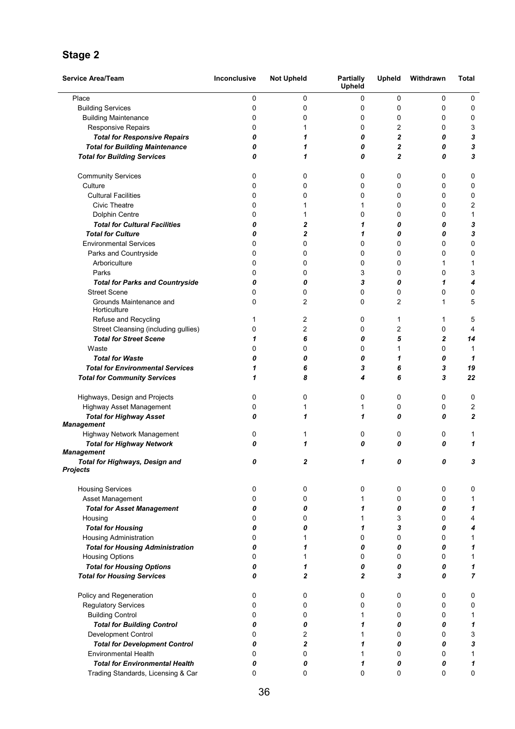## Stage 2

| Service Area/Team | Inconclusive | Not Upheld | Partially Upheld | Upheld | Withdrawn | Total |
|---|---|---|---|---|---|---|
| Place | 0 | 0 | 0 | 0 | 0 | 0 |
| Building Services | 0 | 0 | 0 | 0 | 0 | 0 |
| Building Maintenance | 0 | 0 | 0 | 0 | 0 | 0 |
| Responsive Repairs | 0 | 1 | 0 | 2 | 0 | 3 |
| ***Total for Responsive Repairs*** | ***0*** | ***1*** | ***0*** | ***2*** | ***0*** | ***3*** |
| ***Total for Building Maintenance*** | ***0*** | ***1*** | ***0*** | ***2*** | ***0*** | ***3*** |
| ***Total for Building Services*** | ***0*** | ***1*** | ***0*** | ***2*** | ***0*** | ***3*** |
| Community Services | 0 | 0 | 0 | 0 | 0 | 0 |
| Culture | 0 | 0 | 0 | 0 | 0 | 0 |
| Cultural Facilities | 0 | 0 | 0 | 0 | 0 | 0 |
| Civic Theatre | 0 | 1 | 1 | 0 | 0 | 2 |
| Dolphin Centre | 0 | 1 | 0 | 0 | 0 | 1 |
| ***Total for Cultural Facilities*** | ***0*** | ***2*** | ***1*** | ***0*** | ***0*** | ***3*** |
| ***Total for Culture*** | ***0*** | ***2*** | ***1*** | ***0*** | ***0*** | ***3*** |
| Environmental Services | 0 | 0 | 0 | 0 | 0 | 0 |
| Parks and Countryside | 0 | 0 | 0 | 0 | 0 | 0 |
| Arboriculture | 0 | 0 | 0 | 0 | 1 | 1 |
| Parks | 0 | 0 | 3 | 0 | 0 | 3 |
| ***Total for Parks and Countryside*** | ***0*** | ***0*** | ***3*** | ***0*** | ***1*** | ***4*** |
| Street Scene | 0 | 0 | 0 | 0 | 0 | 0 |
| Grounds Maintenance and Horticulture | 0 | 2 | 0 | 2 | 1 | 5 |
| Refuse and Recycling | 1 | 2 | 0 | 1 | 1 | 5 |
| Street Cleansing (including gullies) | 0 | 2 | 0 | 2 | 0 | 4 |
| ***Total for Street Scene*** | ***1*** | ***6*** | ***0*** | ***5*** | ***2*** | ***14*** |
| Waste | 0 | 0 | 0 | 1 | 0 | 1 |
| ***Total for Waste*** | ***0*** | ***0*** | ***0*** | ***1*** | ***0*** | ***1*** |
| ***Total for Environmental Services*** | ***1*** | ***6*** | ***3*** | ***6*** | ***3*** | ***19*** |
| ***Total for Community Services*** | ***1*** | ***8*** | ***4*** | ***6*** | ***3*** | ***22*** |
| Highways, Design and Projects | 0 | 0 | 0 | 0 | 0 | 0 |
| Highway Asset Management | 0 | 1 | 1 | 0 | 0 | 2 |
| ***Total for Highway Asset Management*** | ***0*** | ***1*** | ***1*** | ***0*** | ***0*** | ***2*** |
| Highway Network Management | 0 | 1 | 0 | 0 | 0 | 1 |
| ***Total for Highway Network Management*** | ***0*** | ***1*** | ***0*** | ***0*** | ***0*** | ***1*** |
| ***Total for Highways, Design and Projects*** | ***0*** | ***2*** | ***1*** | ***0*** | ***0*** | ***3*** |
| Housing Services | 0 | 0 | 0 | 0 | 0 | 0 |
| Asset Management | 0 | 0 | 1 | 0 | 0 | 1 |
| ***Total for Asset Management*** | ***0*** | ***0*** | ***1*** | ***0*** | ***0*** | ***1*** |
| Housing | 0 | 0 | 1 | 3 | 0 | 4 |
| ***Total for Housing*** | ***0*** | ***0*** | ***1*** | ***3*** | ***0*** | ***4*** |
| Housing Administration | 0 | 1 | 0 | 0 | 0 | 1 |
| ***Total for Housing Administration*** | ***0*** | ***1*** | ***0*** | ***0*** | ***0*** | ***1*** |
| Housing Options | 0 | 1 | 0 | 0 | 0 | 1 |
| ***Total for Housing Options*** | ***0*** | ***1*** | ***0*** | ***0*** | ***0*** | ***1*** |
| ***Total for Housing Services*** | ***0*** | ***2*** | ***2*** | ***3*** | ***0*** | ***7*** |
| Policy and Regeneration | 0 | 0 | 0 | 0 | 0 | 0 |
| Regulatory Services | 0 | 0 | 0 | 0 | 0 | 0 |
| Building Control | 0 | 0 | 1 | 0 | 0 | 1 |
| ***Total for Building Control*** | ***0*** | ***0*** | ***1*** | ***0*** | ***0*** | ***1*** |
| Development Control | 0 | 2 | 1 | 0 | 0 | 3 |
| ***Total for Development Control*** | ***0*** | ***2*** | ***1*** | ***0*** | ***0*** | ***3*** |
| Environmental Health | 0 | 0 | 1 | 0 | 0 | 1 |
| ***Total for Environmental Health*** | ***0*** | ***0*** | ***1*** | ***0*** | ***0*** | ***1*** |
| Trading Standards, Licensing & Car | 0 | 0 | 0 | 0 | 0 | 0 |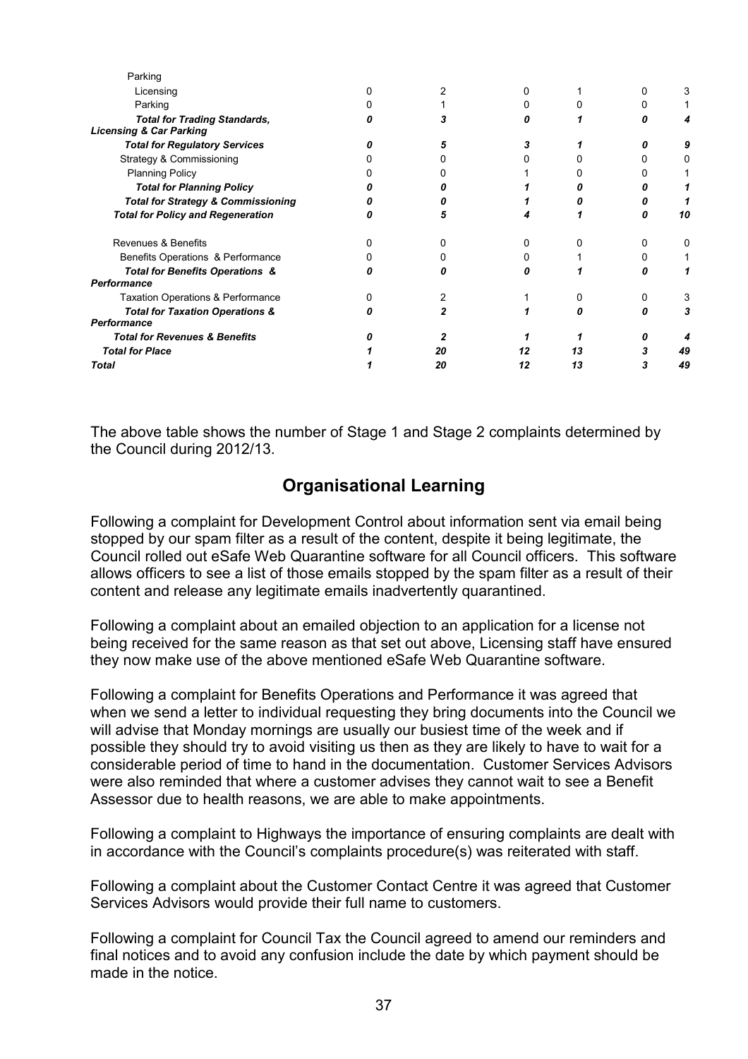| | | | | | | |
|---|---|---|---|---|---|---|
| Parking | | | | | | |
| Licensing | 0 | 2 | 0 | 1 | 0 | 3 |
| Parking | 0 | 1 | 0 | 0 | 0 | 1 |
| ***Total for Trading Standards, Licensing & Car Parking*** | ***0*** | ***3*** | ***0*** | ***1*** | ***0*** | ***4*** |
| ***Total for Regulatory Services*** | ***0*** | ***5*** | ***3*** | ***1*** | ***0*** | ***9*** |
| Strategy & Commissioning | 0 | 0 | 0 | 0 | 0 | 0 |
| Planning Policy | 0 | 0 | 1 | 0 | 0 | 1 |
| ***Total for Planning Policy*** | ***0*** | ***0*** | ***1*** | ***0*** | ***0*** | ***1*** |
| ***Total for Strategy & Commissioning*** | ***0*** | ***0*** | ***1*** | ***0*** | ***0*** | ***1*** |
| ***Total for Policy and Regeneration*** | ***0*** | ***5*** | ***4*** | ***1*** | ***0*** | ***10*** |
| Revenues & Benefits | 0 | 0 | 0 | 0 | 0 | 0 |
| Benefits Operations & Performance | 0 | 0 | 0 | 1 | 0 | 1 |
| ***Total for Benefits Operations & Performance*** | ***0*** | ***0*** | ***0*** | ***1*** | ***0*** | ***1*** |
| Taxation Operations & Performance | 0 | 2 | 1 | 0 | 0 | 3 |
| ***Total for Taxation Operations & Performance*** | ***0*** | ***2*** | ***1*** | ***0*** | ***0*** | ***3*** |
| ***Total for Revenues & Benefits*** | ***0*** | ***2*** | ***1*** | ***1*** | ***0*** | ***4*** |
| ***Total for Place*** | ***1*** | ***20*** | ***12*** | ***13*** | ***3*** | ***49*** |
| ***Total*** | ***1*** | ***20*** | ***12*** | ***13*** | ***3*** | ***49*** |

The above table shows the number of Stage 1 and Stage 2 complaints determined by the Council during 2012/13.

## Organisational Learning

Following a complaint for Development Control about information sent via email being stopped by our spam filter as a result of the content, despite it being legitimate, the Council rolled out eSafe Web Quarantine software for all Council officers. This software allows officers to see a list of those emails stopped by the spam filter as a result of their content and release any legitimate emails inadvertently quarantined.

Following a complaint about an emailed objection to an application for a license not being received for the same reason as that set out above, Licensing staff have ensured they now make use of the above mentioned eSafe Web Quarantine software.

Following a complaint for Benefits Operations and Performance it was agreed that when we send a letter to individual requesting they bring documents into the Council we will advise that Monday mornings are usually our busiest time of the week and if possible they should try to avoid visiting us then as they are likely to have to wait for a considerable period of time to hand in the documentation. Customer Services Advisors were also reminded that where a customer advises they cannot wait to see a Benefit Assessor due to health reasons, we are able to make appointments.

Following a complaint to Highways the importance of ensuring complaints are dealt with in accordance with the Council's complaints procedure(s) was reiterated with staff.

Following a complaint about the Customer Contact Centre it was agreed that Customer Services Advisors would provide their full name to customers.

Following a complaint for Council Tax the Council agreed to amend our reminders and final notices and to avoid any confusion include the date by which payment should be made in the notice.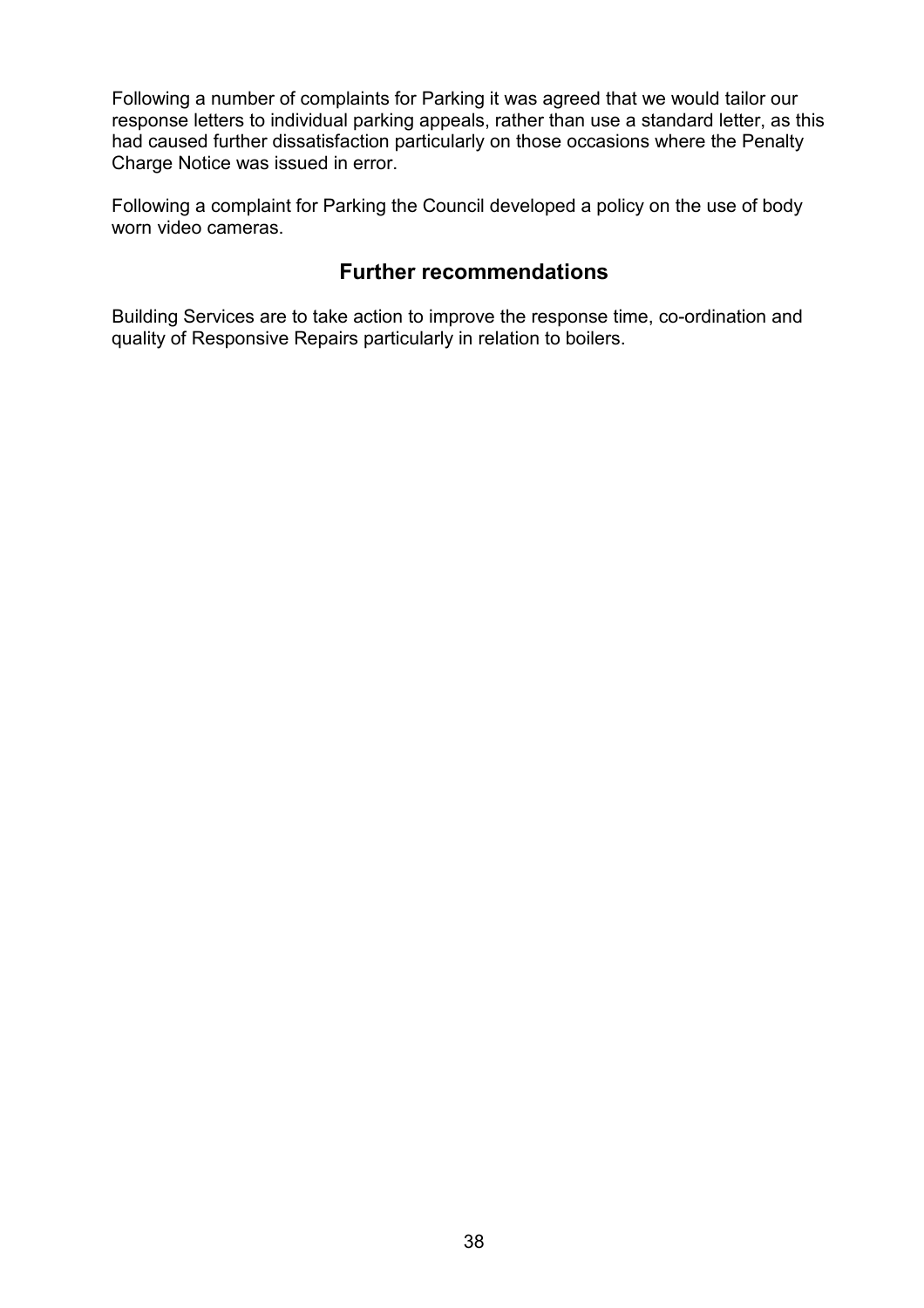Following a number of complaints for Parking it was agreed that we would tailor our response letters to individual parking appeals, rather than use a standard letter, as this had caused further dissatisfaction particularly on those occasions where the Penalty Charge Notice was issued in error.

Following a complaint for Parking the Council developed a policy on the use of body worn video cameras.

## Further recommendations

Building Services are to take action to improve the response time, co-ordination and quality of Responsive Repairs particularly in relation to boilers.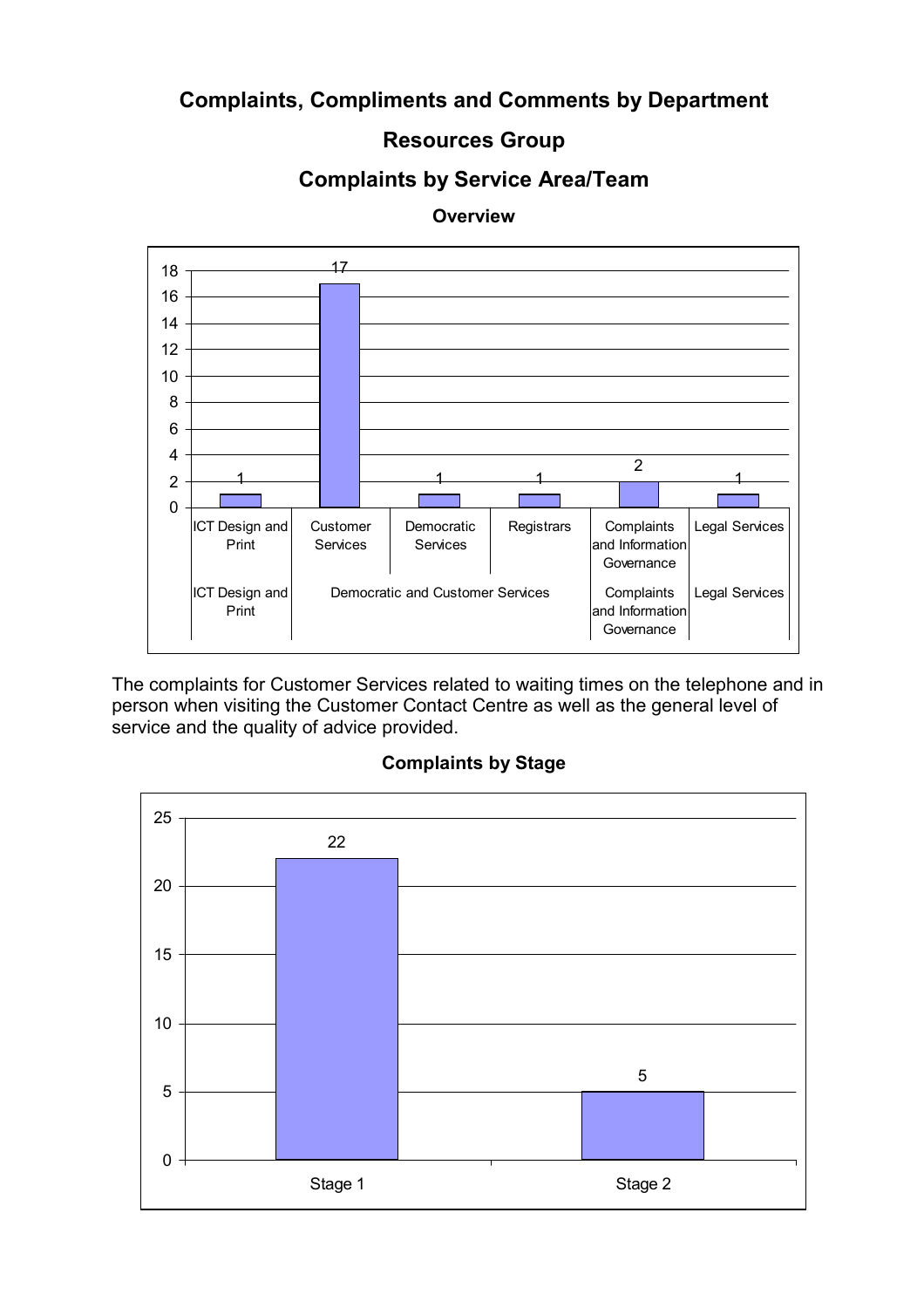**Complaints, Compliments and Comments by Department**

**Resources Group**

**Complaints by Service Area/Team**

**Overview**

| Department | Service Area/Team | Complaints |
|---|---|---|
| ICT Design and Print | ICT Design and Print | 1 |
| Democratic and Customer Services | Customer Services | 17 |
| Democratic and Customer Services | Democratic Services | 1 |
| Democratic and Customer Services | Registrars | 1 |
| Complaints and Information Governance | Complaints and Information Governance | 2 |
| Legal Services | Legal Services | 1 |

The complaints for Customer Services related to waiting times on the telephone and in person when visiting the Customer Contact Centre as well as the general level of service and the quality of advice provided.

**Complaints by Stage**

| Stage | Complaints |
|---|---|
| Stage 1 | 22 |
| Stage 2 | 5 |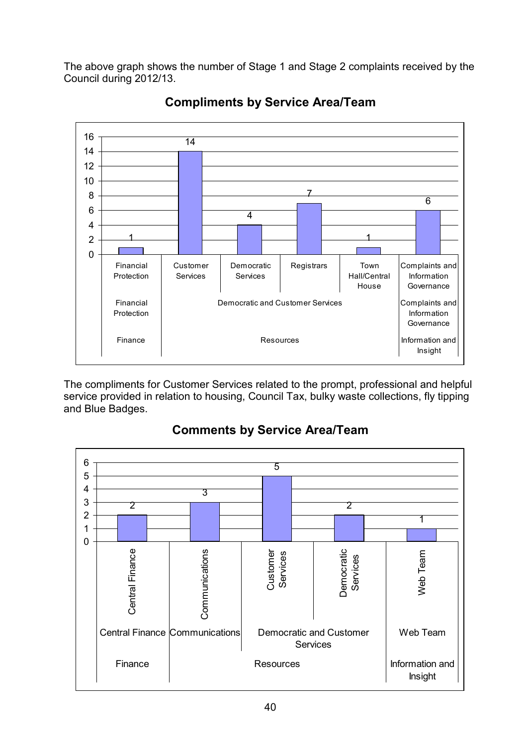The above graph shows the number of Stage 1 and Stage 2 complaints received by the Council during 2012/13.

## Compliments by Service Area/Team

| Directorate | Service Area | Team | Compliments |
|---|---|---|---|
| Finance | Financial Protection | Financial Protection | 1 |
| Resources | Democratic and Customer Services | Customer Services | 14 |
| Resources | Democratic and Customer Services | Democratic Services | 4 |
| Resources | Democratic and Customer Services | Registrars | 7 |
| Resources | Democratic and Customer Services | Town Hall/Central House | 1 |
| Information and Insight | Complaints and Information Governance | Complaints and Information Governance | 6 |

The compliments for Customer Services related to the prompt, professional and helpful service provided in relation to housing, Council Tax, bulky waste collections, fly tipping and Blue Badges.

## Comments by Service Area/Team

| Directorate | Service Area | Team | Comments |
|---|---|---|---|
| Finance | Central Finance | Central Finance | 2 |
| Resources | Communications | Communications | 3 |
| Resources | Democratic and Customer Services | Customer Services | 5 |
| Resources | Democratic and Customer Services | Democratic Services | 2 |
| Information and Insight | Web Team | Web Team | 1 |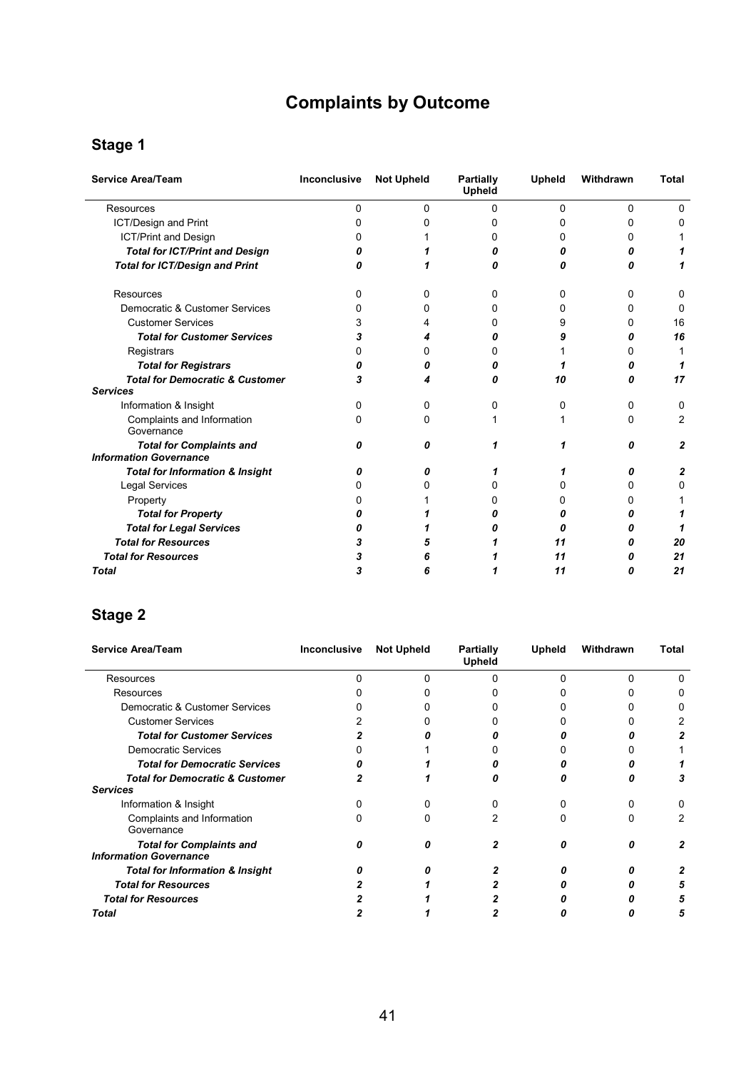# Complaints by Outcome

## Stage 1

| Service Area/Team | Inconclusive | Not Upheld | Partially Upheld | Upheld | Withdrawn | Total |
|---|---|---|---|---|---|---|
| Resources | 0 | 0 | 0 | 0 | 0 | 0 |
| ICT/Design and Print | 0 | 0 | 0 | 0 | 0 | 0 |
| ICT/Print and Design | 0 | 1 | 0 | 0 | 0 | 1 |
| ***Total for ICT/Print and Design*** | ***0*** | ***1*** | ***0*** | ***0*** | ***0*** | ***1*** |
| ***Total for ICT/Design and Print*** | ***0*** | ***1*** | ***0*** | ***0*** | ***0*** | ***1*** |
| Resources | 0 | 0 | 0 | 0 | 0 | 0 |
| Democratic & Customer Services | 0 | 0 | 0 | 0 | 0 | 0 |
| Customer Services | 3 | 4 | 0 | 9 | 0 | 16 |
| ***Total for Customer Services*** | ***3*** | ***4*** | ***0*** | ***9*** | ***0*** | ***16*** |
| Registrars | 0 | 0 | 0 | 1 | 0 | 1 |
| ***Total for Registrars*** | ***0*** | ***0*** | ***0*** | ***1*** | ***0*** | ***1*** |
| ***Total for Democratic & Customer Services*** | ***3*** | ***4*** | ***0*** | ***10*** | ***0*** | ***17*** |
| Information & Insight | 0 | 0 | 0 | 0 | 0 | 0 |
| Complaints and Information Governance | 0 | 0 | 1 | 1 | 0 | 2 |
| ***Total for Complaints and Information Governance*** | ***0*** | ***0*** | ***1*** | ***1*** | ***0*** | ***2*** |
| ***Total for Information & Insight*** | ***0*** | ***0*** | ***1*** | ***1*** | ***0*** | ***2*** |
| Legal Services | 0 | 0 | 0 | 0 | 0 | 0 |
| Property | 0 | 1 | 0 | 0 | 0 | 1 |
| ***Total for Property*** | ***0*** | ***1*** | ***0*** | ***0*** | ***0*** | ***1*** |
| ***Total for Legal Services*** | ***0*** | ***1*** | ***0*** | ***0*** | ***0*** | ***1*** |
| ***Total for Resources*** | ***3*** | ***5*** | ***1*** | ***11*** | ***0*** | ***20*** |
| ***Total for Resources*** | ***3*** | ***6*** | ***1*** | ***11*** | ***0*** | ***21*** |
| ***Total*** | ***3*** | ***6*** | ***1*** | ***11*** | ***0*** | ***21*** |

## Stage 2

| Service Area/Team | Inconclusive | Not Upheld | Partially Upheld | Upheld | Withdrawn | Total |
|---|---|---|---|---|---|---|
| Resources | 0 | 0 | 0 | 0 | 0 | 0 |
| Resources | 0 | 0 | 0 | 0 | 0 | 0 |
| Democratic & Customer Services | 0 | 0 | 0 | 0 | 0 | 0 |
| Customer Services | 2 | 0 | 0 | 0 | 0 | 2 |
| ***Total for Customer Services*** | ***2*** | ***0*** | ***0*** | ***0*** | ***0*** | ***2*** |
| Democratic Services | 0 | 1 | 0 | 0 | 0 | 1 |
| ***Total for Democratic Services*** | ***0*** | ***1*** | ***0*** | ***0*** | ***0*** | ***1*** |
| ***Total for Democratic & Customer Services*** | ***2*** | ***1*** | ***0*** | ***0*** | ***0*** | ***3*** |
| Information & Insight | 0 | 0 | 0 | 0 | 0 | 0 |
| Complaints and Information Governance | 0 | 0 | 2 | 0 | 0 | 2 |
| ***Total for Complaints and Information Governance*** | ***0*** | ***0*** | ***2*** | ***0*** | ***0*** | ***2*** |
| ***Total for Information & Insight*** | ***0*** | ***0*** | ***2*** | ***0*** | ***0*** | ***2*** |
| ***Total for Resources*** | ***2*** | ***1*** | ***2*** | ***0*** | ***0*** | ***5*** |
| ***Total for Resources*** | ***2*** | ***1*** | ***2*** | ***0*** | ***0*** | ***5*** |
| ***Total*** | ***2*** | ***1*** | ***2*** | ***0*** | ***0*** | ***5*** |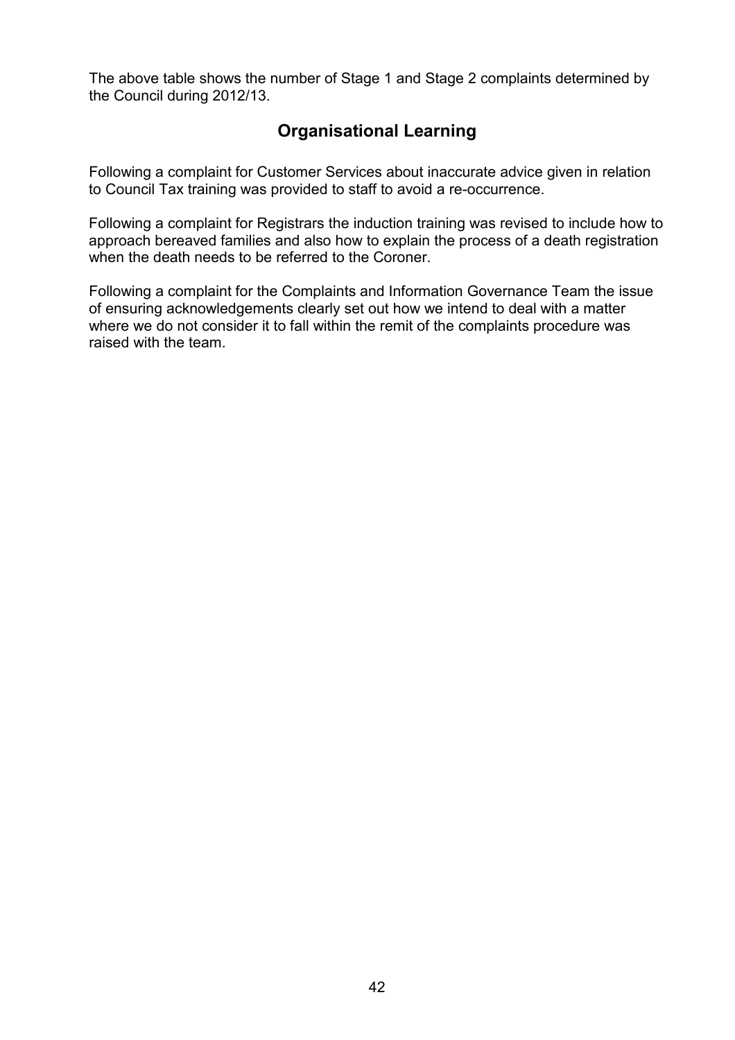The above table shows the number of Stage 1 and Stage 2 complaints determined by the Council during 2012/13.

## Organisational Learning

Following a complaint for Customer Services about inaccurate advice given in relation to Council Tax training was provided to staff to avoid a re-occurrence.

Following a complaint for Registrars the induction training was revised to include how to approach bereaved families and also how to explain the process of a death registration when the death needs to be referred to the Coroner.

Following a complaint for the Complaints and Information Governance Team the issue of ensuring acknowledgements clearly set out how we intend to deal with a matter where we do not consider it to fall within the remit of the complaints procedure was raised with the team.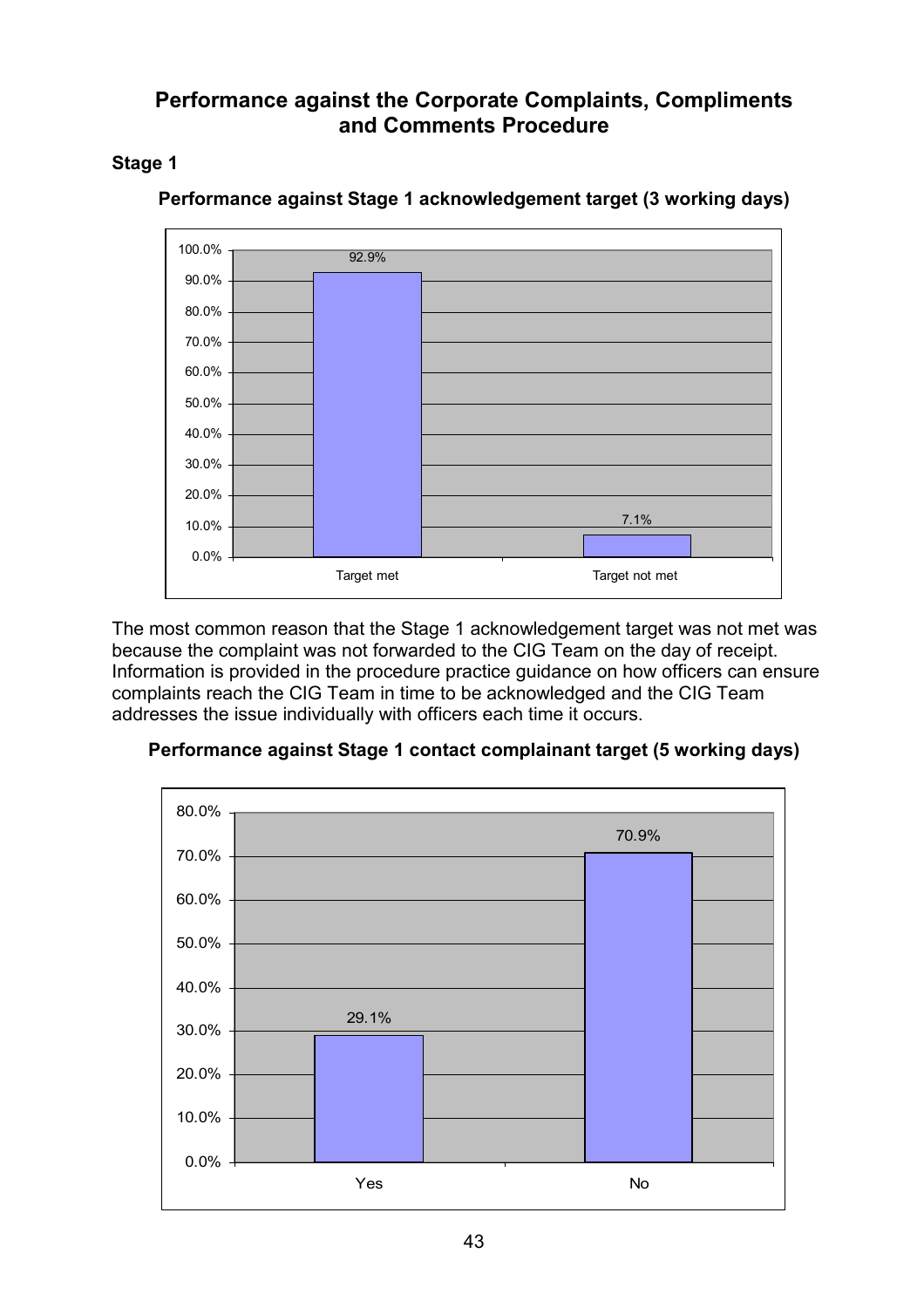## Performance against the Corporate Complaints, Compliments and Comments Procedure

### Stage 1

**Performance against Stage 1 acknowledgement target (3 working days)**

| | Percentage |
|---|---|
| Target met | 92.9% |
| Target not met | 7.1% |

The most common reason that the Stage 1 acknowledgement target was not met was because the complaint was not forwarded to the CIG Team on the day of receipt. Information is provided in the procedure practice guidance on how officers can ensure complaints reach the CIG Team in time to be acknowledged and the CIG Team addresses the issue individually with officers each time it occurs.

**Performance against Stage 1 contact complainant target (5 working days)**

| | Percentage |
|---|---|
| Yes | 29.1% |
| No | 70.9% |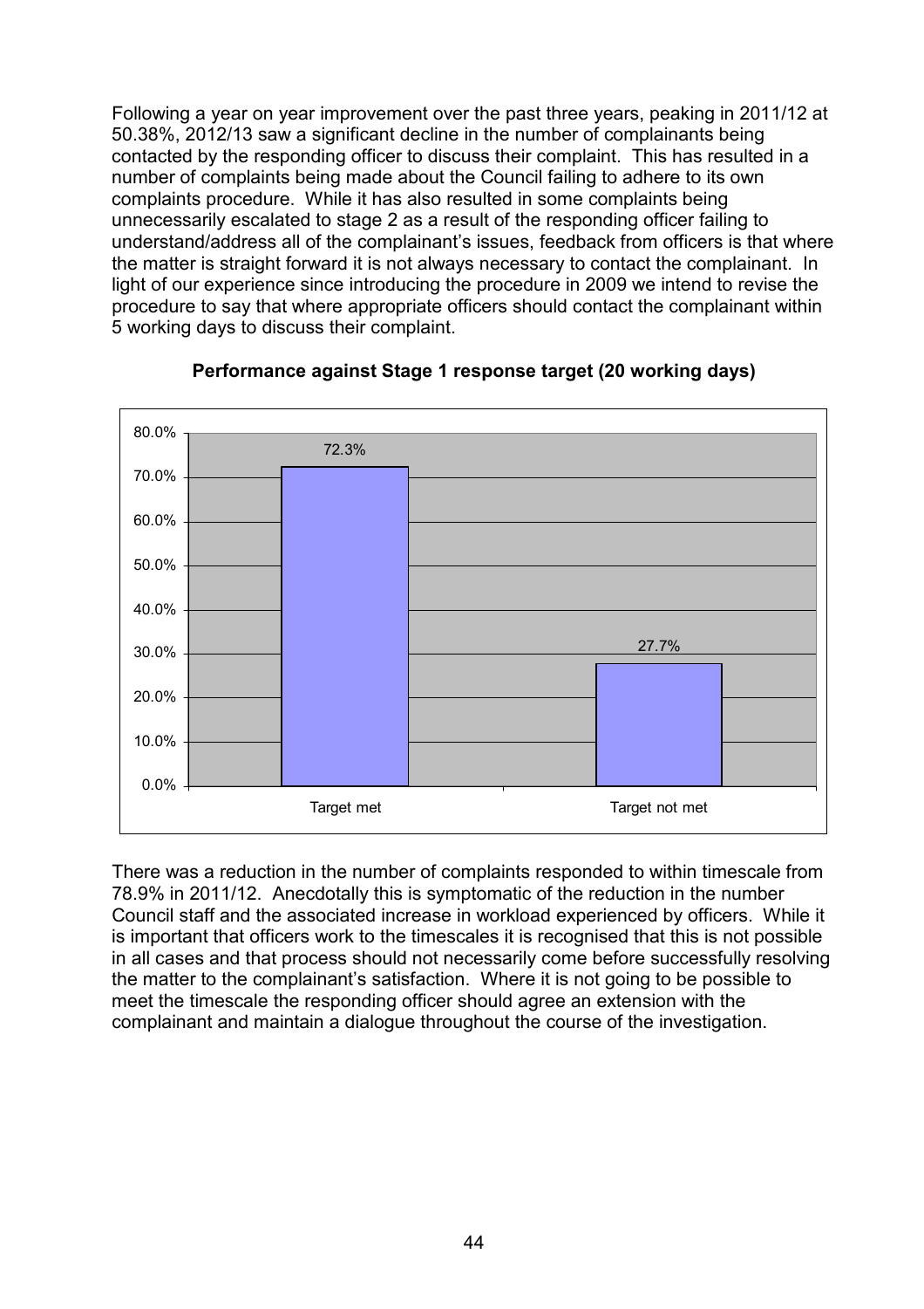Following a year on year improvement over the past three years, peaking in 2011/12 at 50.38%, 2012/13 saw a significant decline in the number of complainants being contacted by the responding officer to discuss their complaint. This has resulted in a number of complaints being made about the Council failing to adhere to its own complaints procedure. While it has also resulted in some complaints being unnecessarily escalated to stage 2 as a result of the responding officer failing to understand/address all of the complainant's issues, feedback from officers is that where the matter is straight forward it is not always necessary to contact the complainant. In light of our experience since introducing the procedure in 2009 we intend to revise the procedure to say that where appropriate officers should contact the complainant within 5 working days to discuss their complaint.

**Performance against Stage 1 response target (20 working days)**

| | Percentage |
|---|---|
| Target met | 72.3% |
| Target not met | 27.7% |

There was a reduction in the number of complaints responded to within timescale from 78.9% in 2011/12. Anecdotally this is symptomatic of the reduction in the number Council staff and the associated increase in workload experienced by officers. While it is important that officers work to the timescales it is recognised that this is not possible in all cases and that process should not necessarily come before successfully resolving the matter to the complainant's satisfaction. Where it is not going to be possible to meet the timescale the responding officer should agree an extension with the complainant and maintain a dialogue throughout the course of the investigation.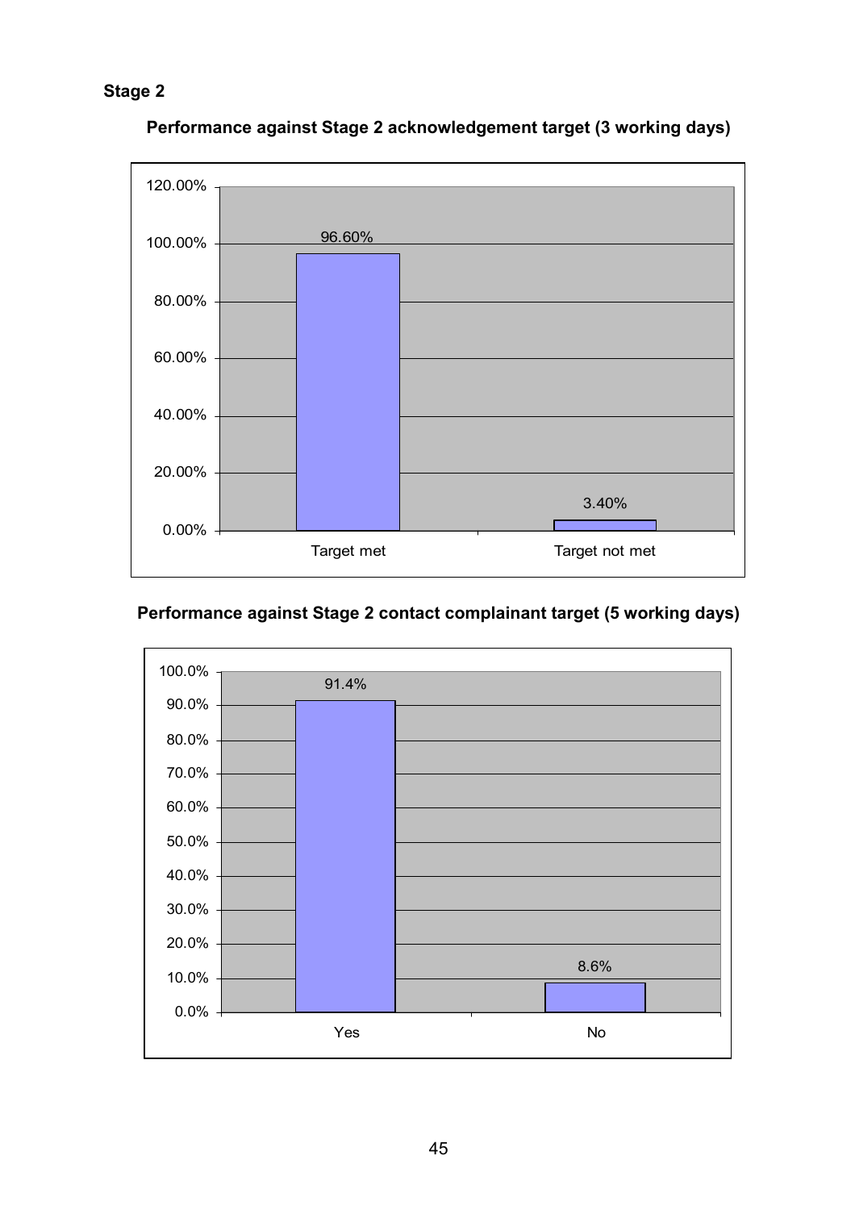## Stage 2

**Performance against Stage 2 acknowledgement target (3 working days)**

| | Percentage |
|---|---|
| Target met | 96.60% |
| Target not met | 3.40% |

**Performance against Stage 2 contact complainant target (5 working days)**

| | Percentage |
|---|---|
| Yes | 91.4% |
| No | 8.6% |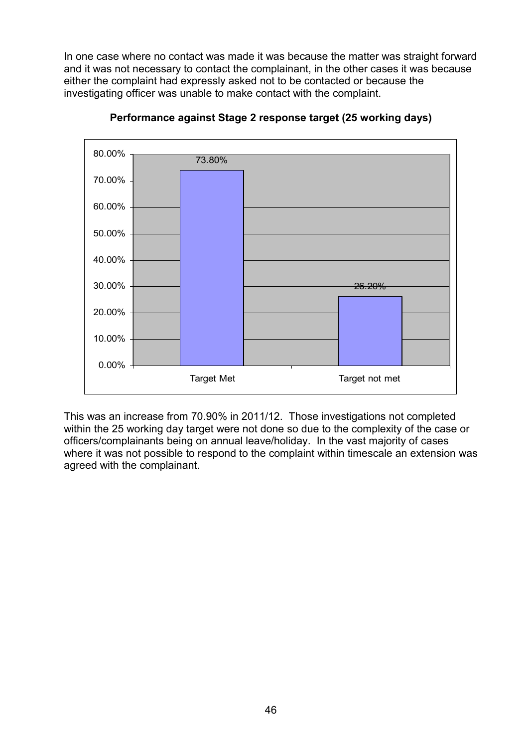In one case where no contact was made it was because the matter was straight forward and it was not necessary to contact the complainant, in the other cases it was because either the complaint had expressly asked not to be contacted or because the investigating officer was unable to make contact with the complaint.

**Performance against Stage 2 response target (25 working days)**

| | Percentage |
|---|---|
| Target Met | 73.80% |
| Target not met | 26.20% |

This was an increase from 70.90% in 2011/12. Those investigations not completed within the 25 working day target were not done so due to the complexity of the case or officers/complainants being on annual leave/holiday. In the vast majority of cases where it was not possible to respond to the complaint within timescale an extension was agreed with the complainant.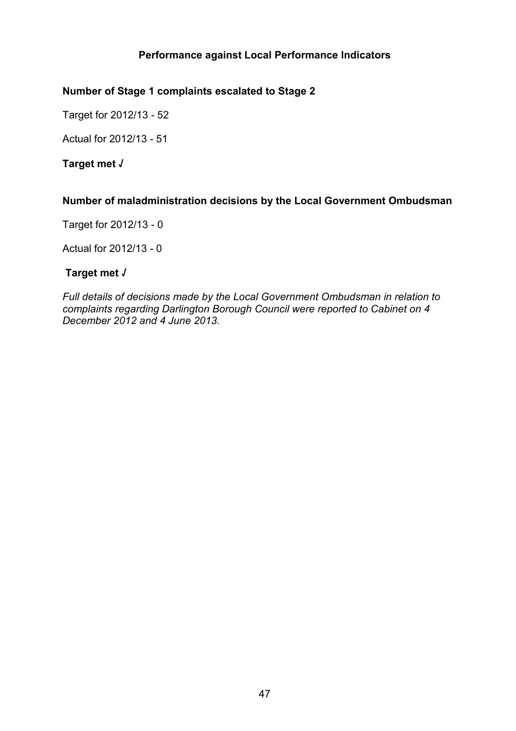## Performance against Local Performance Indicators

### Number of Stage 1 complaints escalated to Stage 2

Target for 2012/13 - 52

Actual for 2012/13 - 51

**Target met √**

### Number of maladministration decisions by the Local Government Ombudsman

Target for 2012/13 - 0

Actual for 2012/13 - 0

**Target met √**

*Full details of decisions made by the Local Government Ombudsman in relation to complaints regarding Darlington Borough Council were reported to Cabinet on 4 December 2012 and 4 June 2013.*